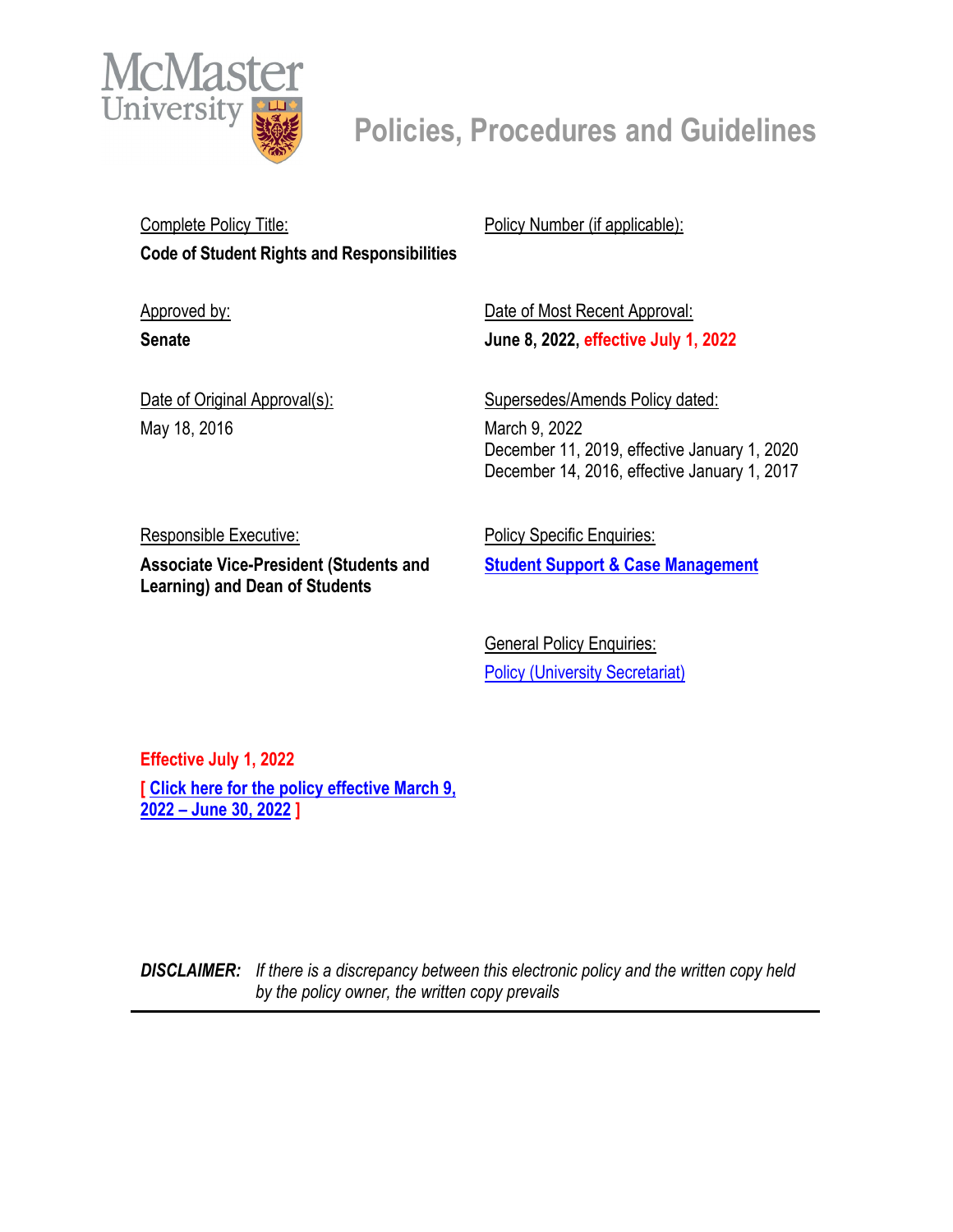McMaster University

# Policies, Procedures and Guidelines

Complete Policy Title:
**Code of Student Rights and Responsibilities**

Policy Number (if applicable):

Approved by:
**Senate**

Date of Most Recent Approval:
**June 8, 2022, effective July 1, 2022**

Date of Original Approval(s):
May 18, 2016

Supersedes/Amends Policy dated:
March 9, 2022
December 11, 2019, effective January 1, 2020
December 14, 2016, effective January 1, 2017

Responsible Executive:
**Associate Vice-President (Students and Learning) and Dean of Students**

Policy Specific Enquiries:
**Student Support & Case Management**

General Policy Enquiries:
Policy (University Secretariat)

**Effective July 1, 2022**

**[ Click here for the policy effective March 9, 2022 – June 30, 2022 ]**

***DISCLAIMER:*** *If there is a discrepancy between this electronic policy and the written copy held by the policy owner, the written copy prevails*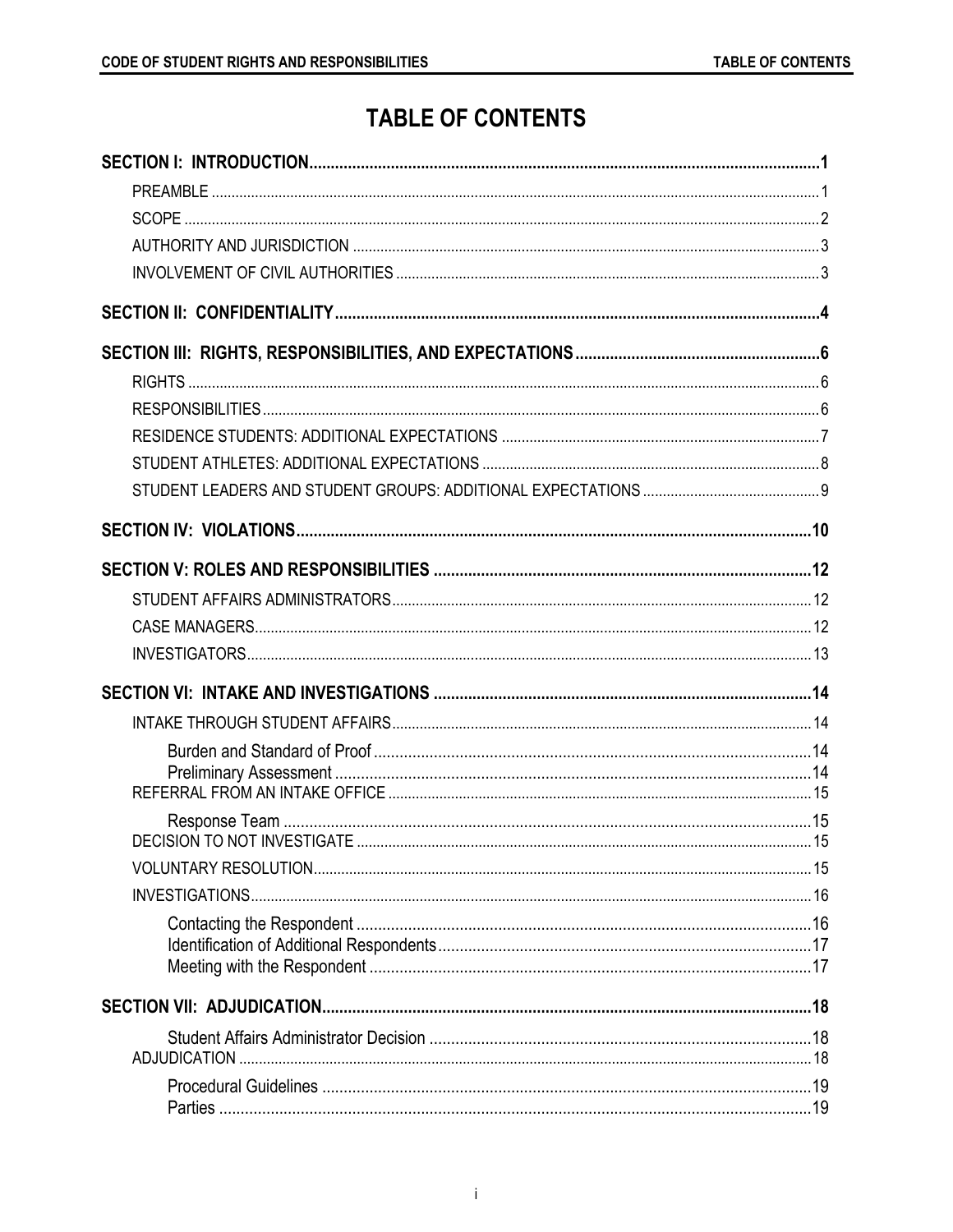# TABLE OF CONTENTS

**SECTION I: INTRODUCTION** .......... **1**

- PREAMBLE .......... 1
- SCOPE .......... 2
- AUTHORITY AND JURISDICTION .......... 3
- INVOLVEMENT OF CIVIL AUTHORITIES .......... 3

**SECTION II: CONFIDENTIALITY** .......... **4**

**SECTION III: RIGHTS, RESPONSIBILITIES, AND EXPECTATIONS** .......... **6**

- RIGHTS .......... 6
- RESPONSIBILITIES .......... 6
- RESIDENCE STUDENTS: ADDITIONAL EXPECTATIONS .......... 7
- STUDENT ATHLETES: ADDITIONAL EXPECTATIONS .......... 8
- STUDENT LEADERS AND STUDENT GROUPS: ADDITIONAL EXPECTATIONS .......... 9

**SECTION IV: VIOLATIONS** .......... **10**

**SECTION V: ROLES AND RESPONSIBILITIES** .......... **12**

- STUDENT AFFAIRS ADMINISTRATORS .......... 12
- CASE MANAGERS .......... 12
- INVESTIGATORS .......... 13

**SECTION VI: INTAKE AND INVESTIGATIONS** .......... **14**

- INTAKE THROUGH STUDENT AFFAIRS .......... 14
  - Burden and Standard of Proof .......... 14
  - Preliminary Assessment .......... 14
- REFERRAL FROM AN INTAKE OFFICE .......... 15
  - Response Team .......... 15
- DECISION TO NOT INVESTIGATE .......... 15
- VOLUNTARY RESOLUTION .......... 15
- INVESTIGATIONS .......... 16
  - Contacting the Respondent .......... 16
  - Identification of Additional Respondents .......... 17
  - Meeting with the Respondent .......... 17

**SECTION VII: ADJUDICATION** .......... **18**

  - Student Affairs Administrator Decision .......... 18
- ADJUDICATION .......... 18
  - Procedural Guidelines .......... 19
  - Parties .......... 19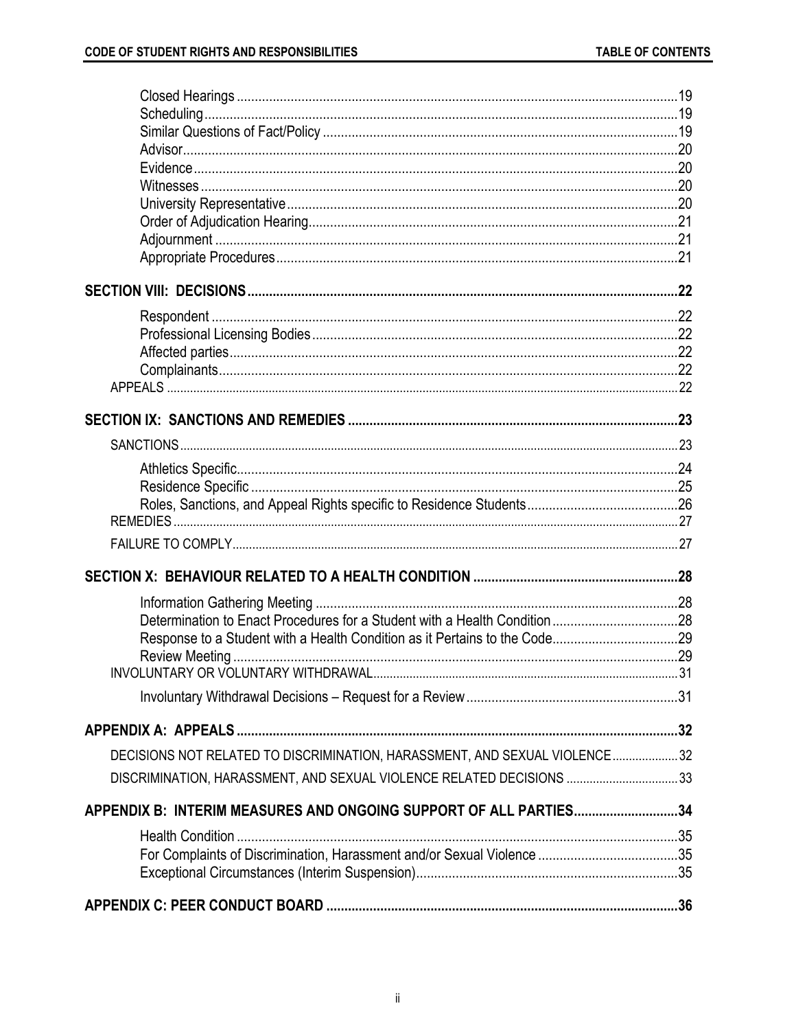Closed Hearings ... 19
Scheduling ... 19
Similar Questions of Fact/Policy ... 19
Advisor ... 20
Evidence ... 20
Witnesses ... 20
University Representative ... 20
Order of Adjudication Hearing ... 21
Adjournment ... 21
Appropriate Procedures ... 21

**SECTION VIII: DECISIONS ... 22**

Respondent ... 22
Professional Licensing Bodies ... 22
Affected parties ... 22
Complainants ... 22
APPEALS ... 22

**SECTION IX: SANCTIONS AND REMEDIES ... 23**

SANCTIONS ... 23

Athletics Specific ... 24
Residence Specific ... 25
Roles, Sanctions, and Appeal Rights specific to Residence Students ... 26
REMEDIES ... 27
FAILURE TO COMPLY ... 27

**SECTION X: BEHAVIOUR RELATED TO A HEALTH CONDITION ... 28**

Information Gathering Meeting ... 28
Determination to Enact Procedures for a Student with a Health Condition ... 28
Response to a Student with a Health Condition as it Pertains to the Code ... 29
Review Meeting ... 29
INVOLUNTARY OR VOLUNTARY WITHDRAWAL ... 31

Involuntary Withdrawal Decisions – Request for a Review ... 31

**APPENDIX A: APPEALS ... 32**

DECISIONS NOT RELATED TO DISCRIMINATION, HARASSMENT, AND SEXUAL VIOLENCE ... 32
DISCRIMINATION, HARASSMENT, AND SEXUAL VIOLENCE RELATED DECISIONS ... 33

**APPENDIX B: INTERIM MEASURES AND ONGOING SUPPORT OF ALL PARTIES ... 34**

Health Condition ... 35
For Complaints of Discrimination, Harassment and/or Sexual Violence ... 35
Exceptional Circumstances (Interim Suspension) ... 35

**APPENDIX C: PEER CONDUCT BOARD ... 36**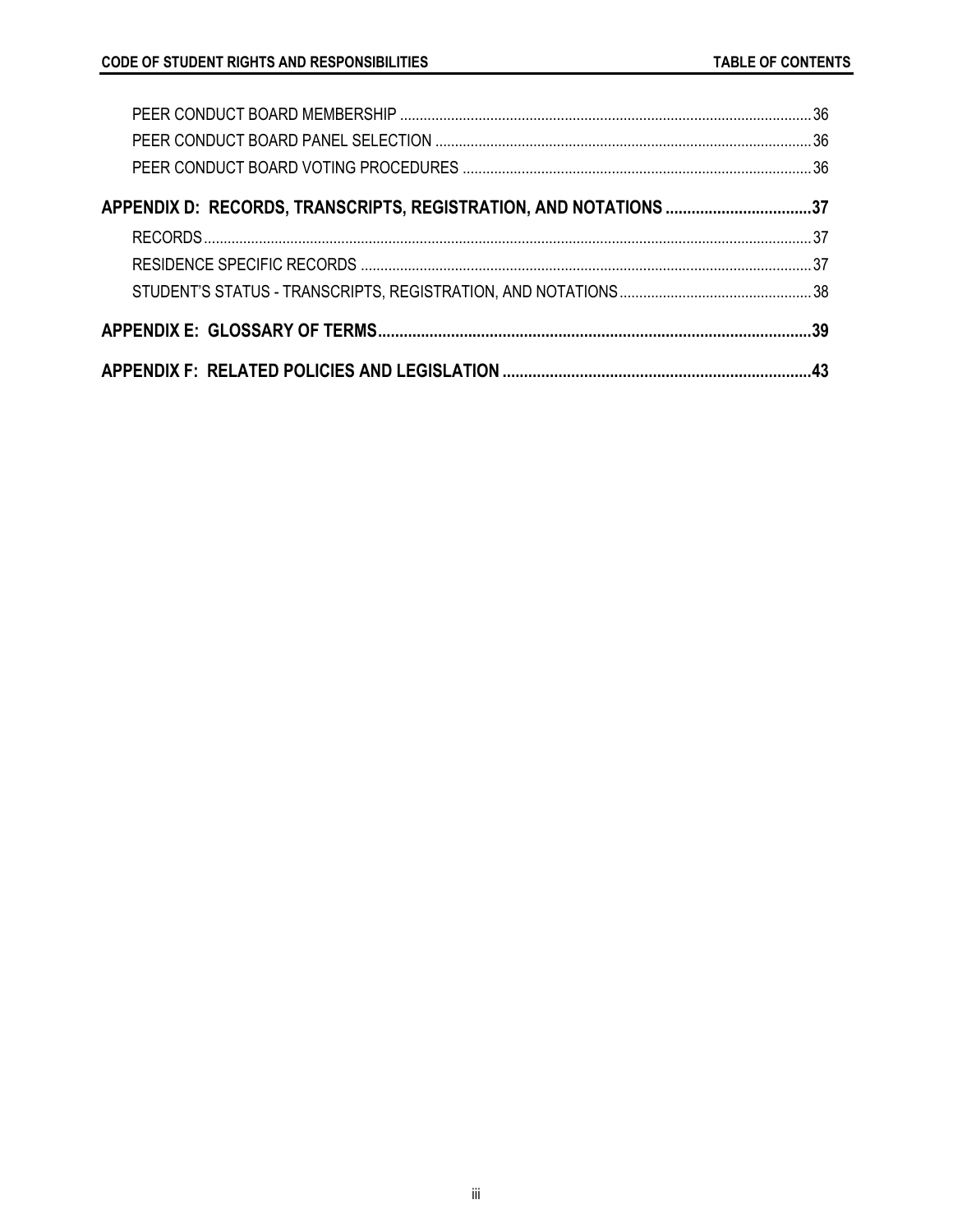PEER CONDUCT BOARD MEMBERSHIP ..... 36
PEER CONDUCT BOARD PANEL SELECTION ..... 36
PEER CONDUCT BOARD VOTING PROCEDURES ..... 36

**APPENDIX D: RECORDS, TRANSCRIPTS, REGISTRATION, AND NOTATIONS ..... 37**

RECORDS ..... 37
RESIDENCE SPECIFIC RECORDS ..... 37
STUDENT'S STATUS - TRANSCRIPTS, REGISTRATION, AND NOTATIONS ..... 38

**APPENDIX E: GLOSSARY OF TERMS ..... 39**

**APPENDIX F: RELATED POLICIES AND LEGISLATION ..... 43**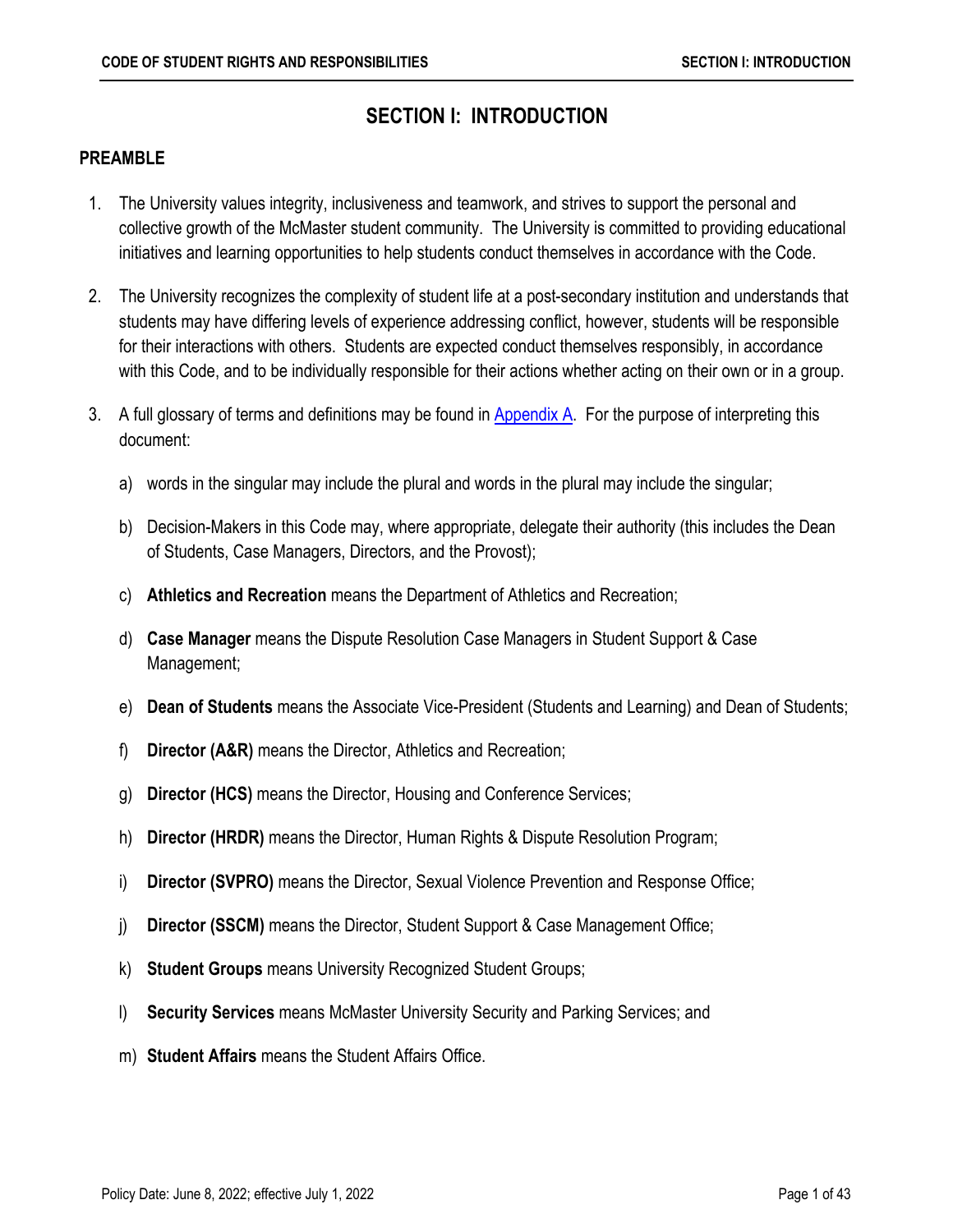# SECTION I: INTRODUCTION

## PREAMBLE

1. The University values integrity, inclusiveness and teamwork, and strives to support the personal and collective growth of the McMaster student community. The University is committed to providing educational initiatives and learning opportunities to help students conduct themselves in accordance with the Code.

2. The University recognizes the complexity of student life at a post-secondary institution and understands that students may have differing levels of experience addressing conflict, however, students will be responsible for their interactions with others. Students are expected conduct themselves responsibly, in accordance with this Code, and to be individually responsible for their actions whether acting on their own or in a group.

3. A full glossary of terms and definitions may be found in Appendix A. For the purpose of interpreting this document:

   a) words in the singular may include the plural and words in the plural may include the singular;

   b) Decision-Makers in this Code may, where appropriate, delegate their authority (this includes the Dean of Students, Case Managers, Directors, and the Provost);

   c) **Athletics and Recreation** means the Department of Athletics and Recreation;

   d) **Case Manager** means the Dispute Resolution Case Managers in Student Support & Case Management;

   e) **Dean of Students** means the Associate Vice-President (Students and Learning) and Dean of Students;

   f) **Director (A&R)** means the Director, Athletics and Recreation;

   g) **Director (HCS)** means the Director, Housing and Conference Services;

   h) **Director (HRDR)** means the Director, Human Rights & Dispute Resolution Program;

   i) **Director (SVPRO)** means the Director, Sexual Violence Prevention and Response Office;

   j) **Director (SSCM)** means the Director, Student Support & Case Management Office;

   k) **Student Groups** means University Recognized Student Groups;

   l) **Security Services** means McMaster University Security and Parking Services; and

   m) **Student Affairs** means the Student Affairs Office.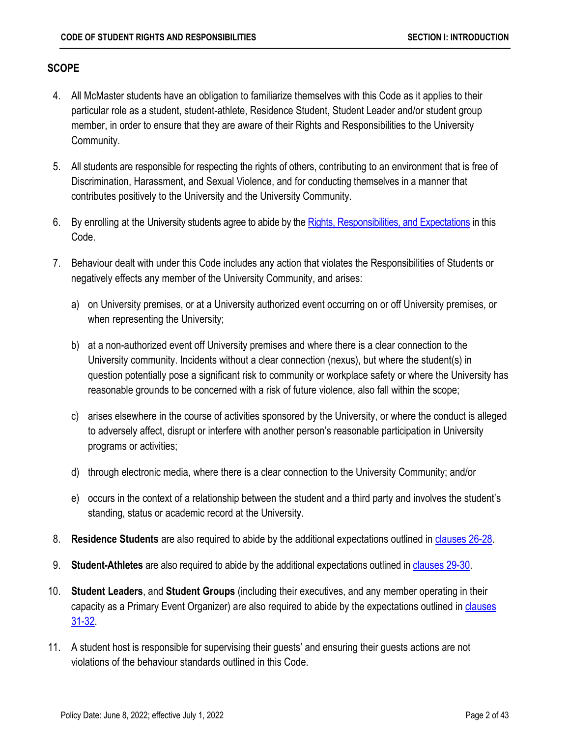## SCOPE

4. All McMaster students have an obligation to familiarize themselves with this Code as it applies to their particular role as a student, student-athlete, Residence Student, Student Leader and/or student group member, in order to ensure that they are aware of their Rights and Responsibilities to the University Community.

5. All students are responsible for respecting the rights of others, contributing to an environment that is free of Discrimination, Harassment, and Sexual Violence, and for conducting themselves in a manner that contributes positively to the University and the University Community.

6. By enrolling at the University students agree to abide by the Rights, Responsibilities, and Expectations in this Code.

7. Behaviour dealt with under this Code includes any action that violates the Responsibilities of Students or negatively effects any member of the University Community, and arises:

   a) on University premises, or at a University authorized event occurring on or off University premises, or when representing the University;

   b) at a non-authorized event off University premises and where there is a clear connection to the University community. Incidents without a clear connection (nexus), but where the student(s) in question potentially pose a significant risk to community or workplace safety or where the University has reasonable grounds to be concerned with a risk of future violence, also fall within the scope;

   c) arises elsewhere in the course of activities sponsored by the University, or where the conduct is alleged to adversely affect, disrupt or interfere with another person's reasonable participation in University programs or activities;

   d) through electronic media, where there is a clear connection to the University Community; and/or

   e) occurs in the context of a relationship between the student and a third party and involves the student's standing, status or academic record at the University.

8. **Residence Students** are also required to abide by the additional expectations outlined in clauses 26-28.

9. **Student-Athletes** are also required to abide by the additional expectations outlined in clauses 29-30.

10. **Student Leaders**, and **Student Groups** (including their executives, and any member operating in their capacity as a Primary Event Organizer) are also required to abide by the expectations outlined in clauses 31-32.

11. A student host is responsible for supervising their guests' and ensuring their guests actions are not violations of the behaviour standards outlined in this Code.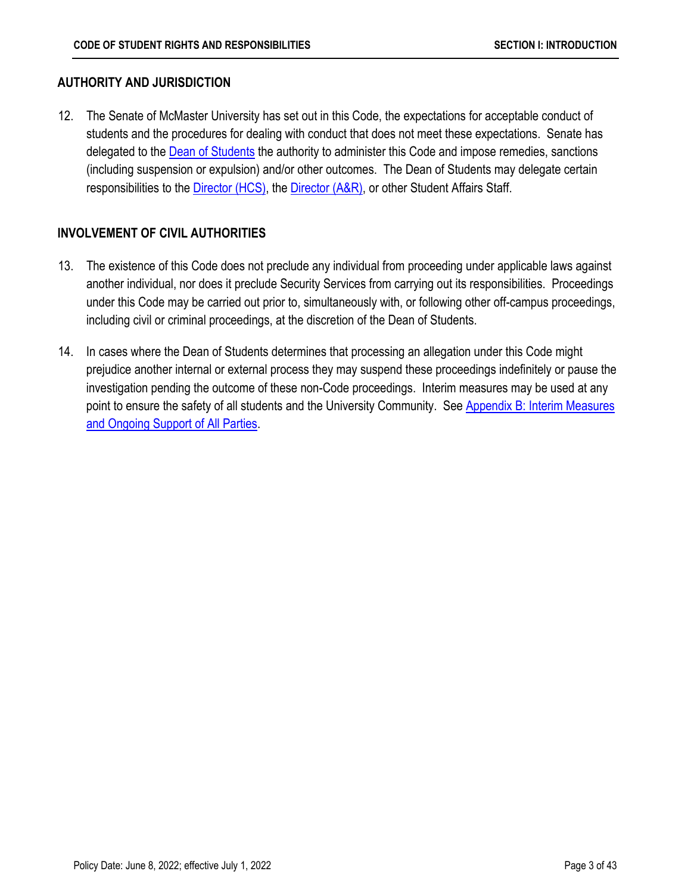## AUTHORITY AND JURISDICTION

12. The Senate of McMaster University has set out in this Code, the expectations for acceptable conduct of students and the procedures for dealing with conduct that does not meet these expectations. Senate has delegated to the Dean of Students the authority to administer this Code and impose remedies, sanctions (including suspension or expulsion) and/or other outcomes. The Dean of Students may delegate certain responsibilities to the Director (HCS), the Director (A&R), or other Student Affairs Staff.

## INVOLVEMENT OF CIVIL AUTHORITIES

13. The existence of this Code does not preclude any individual from proceeding under applicable laws against another individual, nor does it preclude Security Services from carrying out its responsibilities. Proceedings under this Code may be carried out prior to, simultaneously with, or following other off-campus proceedings, including civil or criminal proceedings, at the discretion of the Dean of Students.

14. In cases where the Dean of Students determines that processing an allegation under this Code might prejudice another internal or external process they may suspend these proceedings indefinitely or pause the investigation pending the outcome of these non-Code proceedings. Interim measures may be used at any point to ensure the safety of all students and the University Community. See Appendix B: Interim Measures and Ongoing Support of All Parties.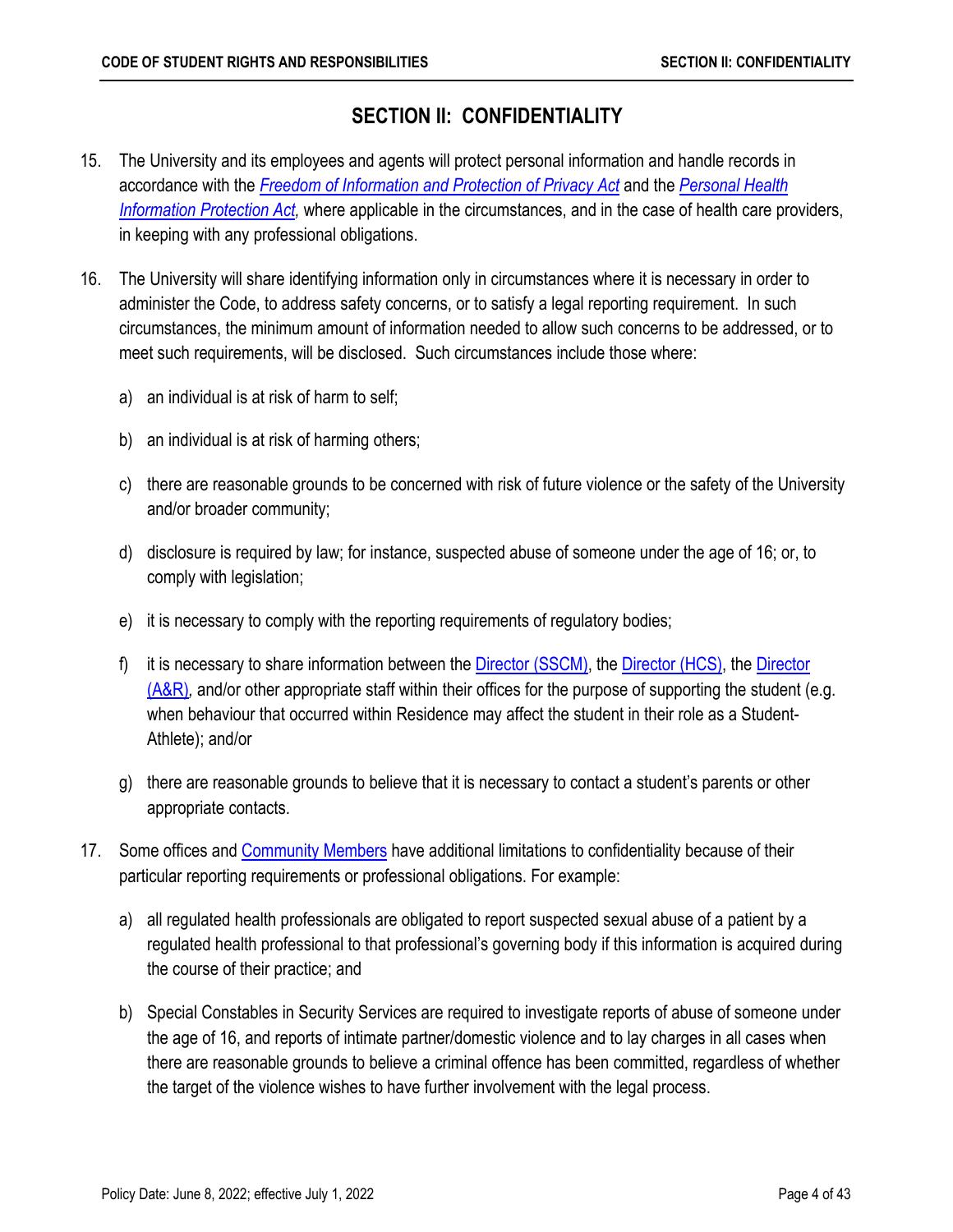# SECTION II: CONFIDENTIALITY

15. The University and its employees and agents will protect personal information and handle records in accordance with the *Freedom of Information and Protection of Privacy Act* and the *Personal Health Information Protection Act,* where applicable in the circumstances, and in the case of health care providers, in keeping with any professional obligations.

16. The University will share identifying information only in circumstances where it is necessary in order to administer the Code, to address safety concerns, or to satisfy a legal reporting requirement. In such circumstances, the minimum amount of information needed to allow such concerns to be addressed, or to meet such requirements, will be disclosed. Such circumstances include those where:

    a) an individual is at risk of harm to self;

    b) an individual is at risk of harming others;

    c) there are reasonable grounds to be concerned with risk of future violence or the safety of the University and/or broader community;

    d) disclosure is required by law; for instance, suspected abuse of someone under the age of 16; or, to comply with legislation;

    e) it is necessary to comply with the reporting requirements of regulatory bodies;

    f) it is necessary to share information between the Director (SSCM), the Director (HCS), the Director (A&R), and/or other appropriate staff within their offices for the purpose of supporting the student (e.g. when behaviour that occurred within Residence may affect the student in their role as a Student-Athlete); and/or

    g) there are reasonable grounds to believe that it is necessary to contact a student's parents or other appropriate contacts.

17. Some offices and Community Members have additional limitations to confidentiality because of their particular reporting requirements or professional obligations. For example:

    a) all regulated health professionals are obligated to report suspected sexual abuse of a patient by a regulated health professional to that professional's governing body if this information is acquired during the course of their practice; and

    b) Special Constables in Security Services are required to investigate reports of abuse of someone under the age of 16, and reports of intimate partner/domestic violence and to lay charges in all cases when there are reasonable grounds to believe a criminal offence has been committed, regardless of whether the target of the violence wishes to have further involvement with the legal process.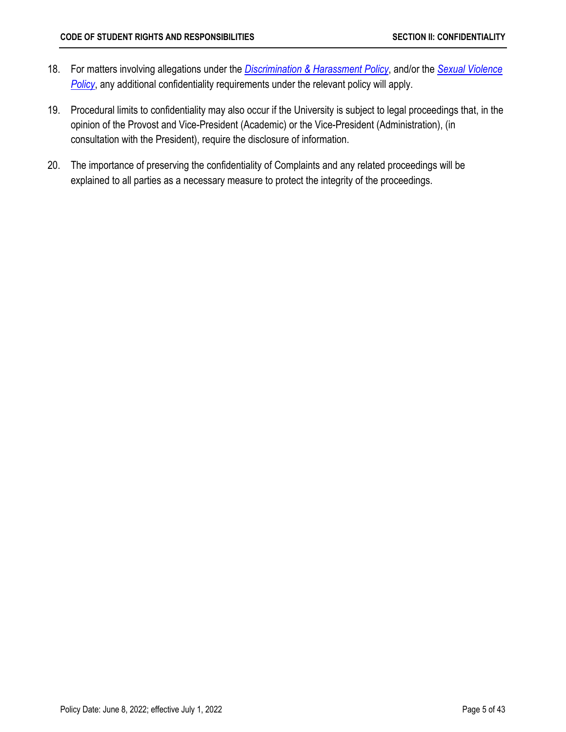18. For matters involving allegations under the *Discrimination & Harassment Policy*, and/or the *Sexual Violence Policy*, any additional confidentiality requirements under the relevant policy will apply.

19. Procedural limits to confidentiality may also occur if the University is subject to legal proceedings that, in the opinion of the Provost and Vice-President (Academic) or the Vice-President (Administration), (in consultation with the President), require the disclosure of information.

20. The importance of preserving the confidentiality of Complaints and any related proceedings will be explained to all parties as a necessary measure to protect the integrity of the proceedings.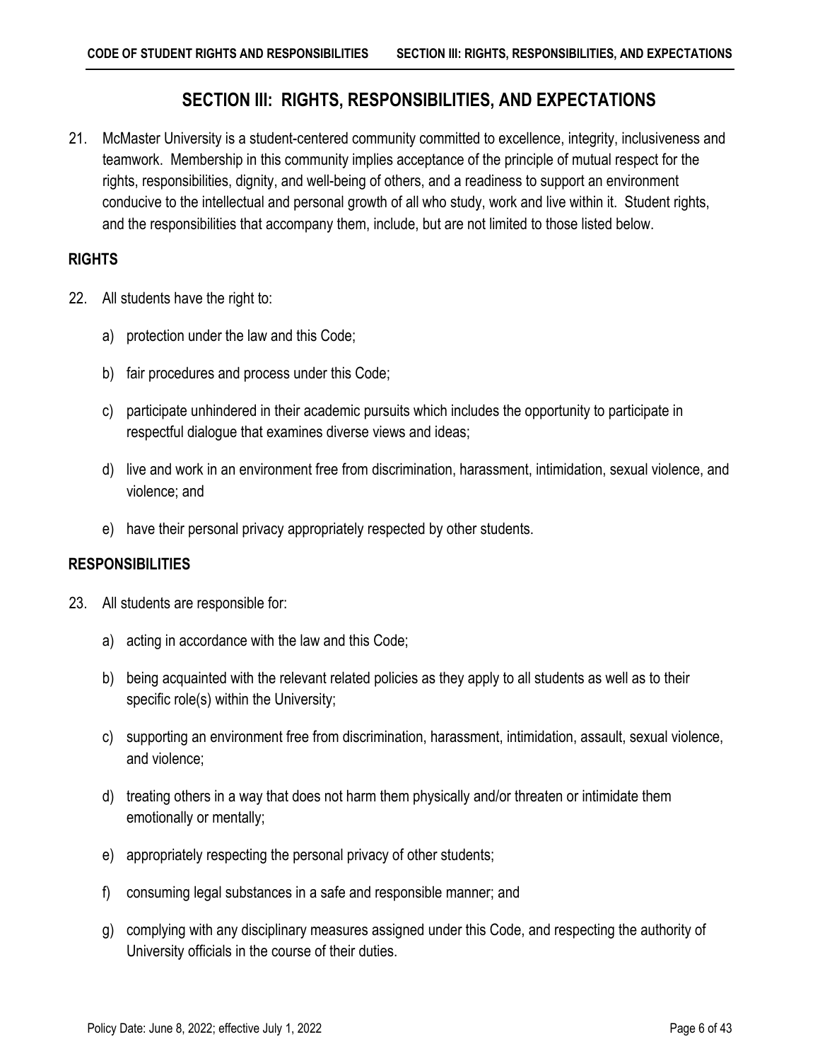# SECTION III: RIGHTS, RESPONSIBILITIES, AND EXPECTATIONS

21. McMaster University is a student-centered community committed to excellence, integrity, inclusiveness and teamwork. Membership in this community implies acceptance of the principle of mutual respect for the rights, responsibilities, dignity, and well-being of others, and a readiness to support an environment conducive to the intellectual and personal growth of all who study, work and live within it. Student rights, and the responsibilities that accompany them, include, but are not limited to those listed below.

## RIGHTS

22. All students have the right to:

    a) protection under the law and this Code;

    b) fair procedures and process under this Code;

    c) participate unhindered in their academic pursuits which includes the opportunity to participate in respectful dialogue that examines diverse views and ideas;

    d) live and work in an environment free from discrimination, harassment, intimidation, sexual violence, and violence; and

    e) have their personal privacy appropriately respected by other students.

## RESPONSIBILITIES

23. All students are responsible for:

    a) acting in accordance with the law and this Code;

    b) being acquainted with the relevant related policies as they apply to all students as well as to their specific role(s) within the University;

    c) supporting an environment free from discrimination, harassment, intimidation, assault, sexual violence, and violence;

    d) treating others in a way that does not harm them physically and/or threaten or intimidate them emotionally or mentally;

    e) appropriately respecting the personal privacy of other students;

    f) consuming legal substances in a safe and responsible manner; and

    g) complying with any disciplinary measures assigned under this Code, and respecting the authority of University officials in the course of their duties.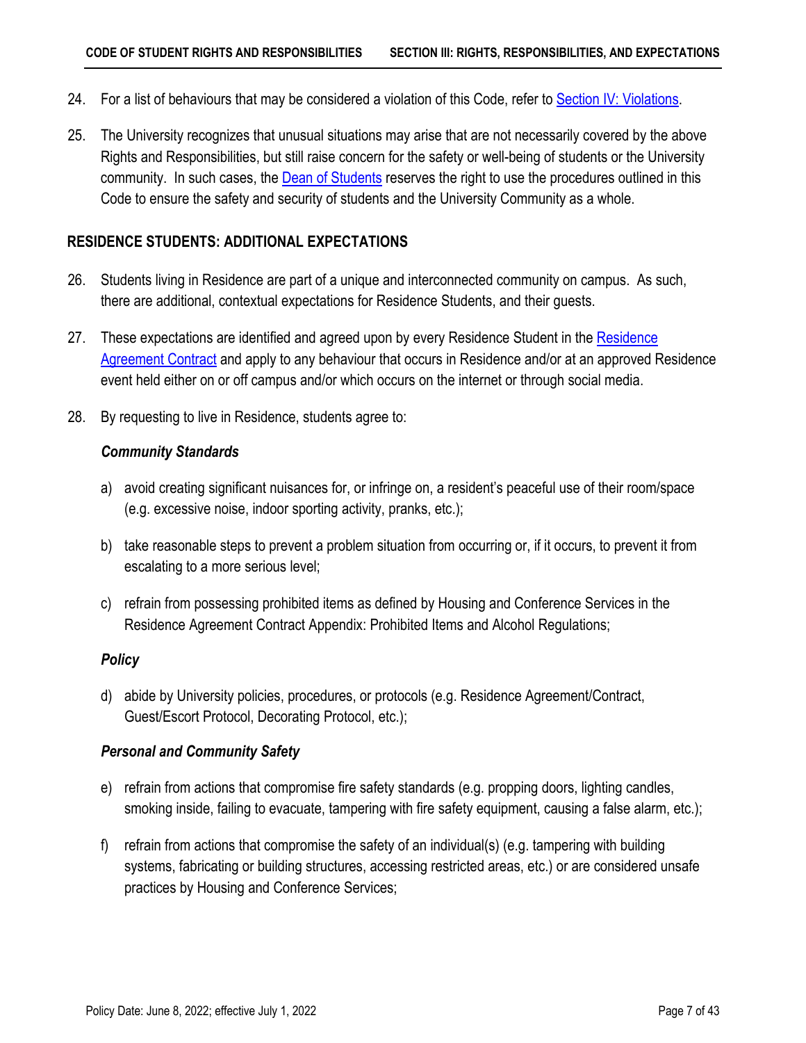24. For a list of behaviours that may be considered a violation of this Code, refer to Section IV: Violations.

25. The University recognizes that unusual situations may arise that are not necessarily covered by the above Rights and Responsibilities, but still raise concern for the safety or well-being of students or the University community. In such cases, the Dean of Students reserves the right to use the procedures outlined in this Code to ensure the safety and security of students and the University Community as a whole.

## RESIDENCE STUDENTS: ADDITIONAL EXPECTATIONS

26. Students living in Residence are part of a unique and interconnected community on campus. As such, there are additional, contextual expectations for Residence Students, and their guests.

27. These expectations are identified and agreed upon by every Residence Student in the Residence Agreement Contract and apply to any behaviour that occurs in Residence and/or at an approved Residence event held either on or off campus and/or which occurs on the internet or through social media.

28. By requesting to live in Residence, students agree to:

    ***Community Standards***

    a) avoid creating significant nuisances for, or infringe on, a resident's peaceful use of their room/space (e.g. excessive noise, indoor sporting activity, pranks, etc.);

    b) take reasonable steps to prevent a problem situation from occurring or, if it occurs, to prevent it from escalating to a more serious level;

    c) refrain from possessing prohibited items as defined by Housing and Conference Services in the Residence Agreement Contract Appendix: Prohibited Items and Alcohol Regulations;

    ***Policy***

    d) abide by University policies, procedures, or protocols (e.g. Residence Agreement/Contract, Guest/Escort Protocol, Decorating Protocol, etc.);

    ***Personal and Community Safety***

    e) refrain from actions that compromise fire safety standards (e.g. propping doors, lighting candles, smoking inside, failing to evacuate, tampering with fire safety equipment, causing a false alarm, etc.);

    f) refrain from actions that compromise the safety of an individual(s) (e.g. tampering with building systems, fabricating or building structures, accessing restricted areas, etc.) or are considered unsafe practices by Housing and Conference Services;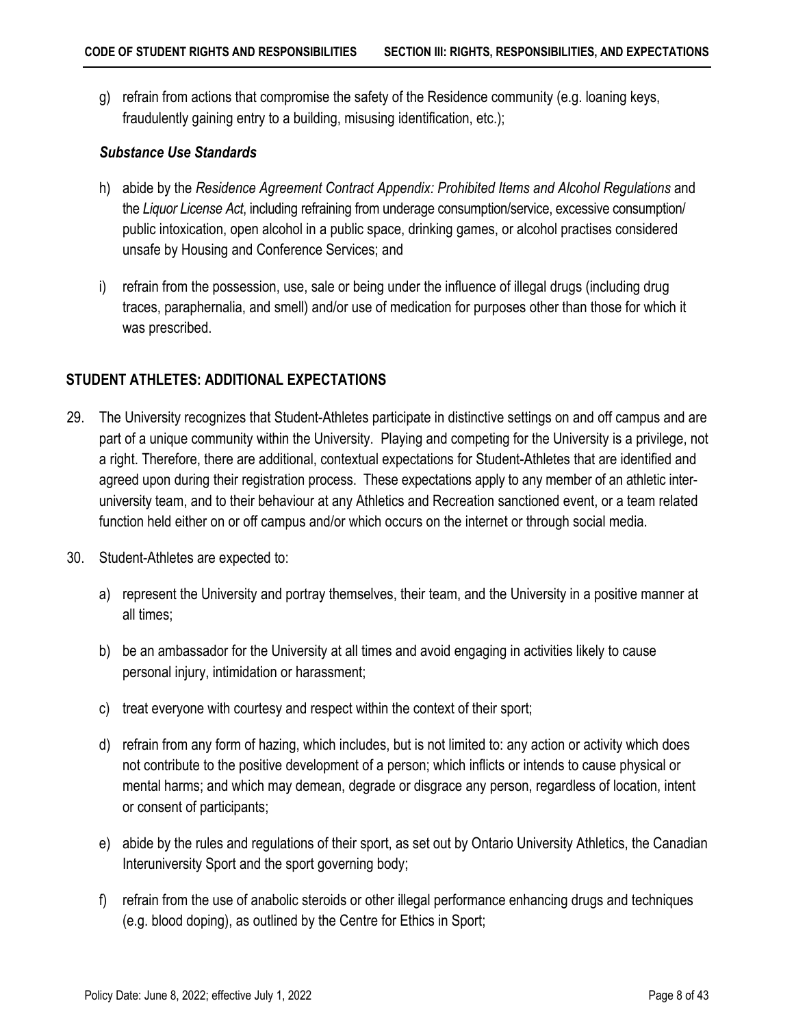g) refrain from actions that compromise the safety of the Residence community (e.g. loaning keys, fraudulently gaining entry to a building, misusing identification, etc.);

***Substance Use Standards***

h) abide by the *Residence Agreement Contract Appendix: Prohibited Items and Alcohol Regulations* and the *Liquor License Act*, including refraining from underage consumption/service, excessive consumption/ public intoxication, open alcohol in a public space, drinking games, or alcohol practises considered unsafe by Housing and Conference Services; and

i) refrain from the possession, use, sale or being under the influence of illegal drugs (including drug traces, paraphernalia, and smell) and/or use of medication for purposes other than those for which it was prescribed.

## STUDENT ATHLETES: ADDITIONAL EXPECTATIONS

29. The University recognizes that Student-Athletes participate in distinctive settings on and off campus and are part of a unique community within the University. Playing and competing for the University is a privilege, not a right. Therefore, there are additional, contextual expectations for Student-Athletes that are identified and agreed upon during their registration process. These expectations apply to any member of an athletic inter-university team, and to their behaviour at any Athletics and Recreation sanctioned event, or a team related function held either on or off campus and/or which occurs on the internet or through social media.

30. Student-Athletes are expected to:

    a) represent the University and portray themselves, their team, and the University in a positive manner at all times;

    b) be an ambassador for the University at all times and avoid engaging in activities likely to cause personal injury, intimidation or harassment;

    c) treat everyone with courtesy and respect within the context of their sport;

    d) refrain from any form of hazing, which includes, but is not limited to: any action or activity which does not contribute to the positive development of a person; which inflicts or intends to cause physical or mental harms; and which may demean, degrade or disgrace any person, regardless of location, intent or consent of participants;

    e) abide by the rules and regulations of their sport, as set out by Ontario University Athletics, the Canadian Interuniversity Sport and the sport governing body;

    f) refrain from the use of anabolic steroids or other illegal performance enhancing drugs and techniques (e.g. blood doping), as outlined by the Centre for Ethics in Sport;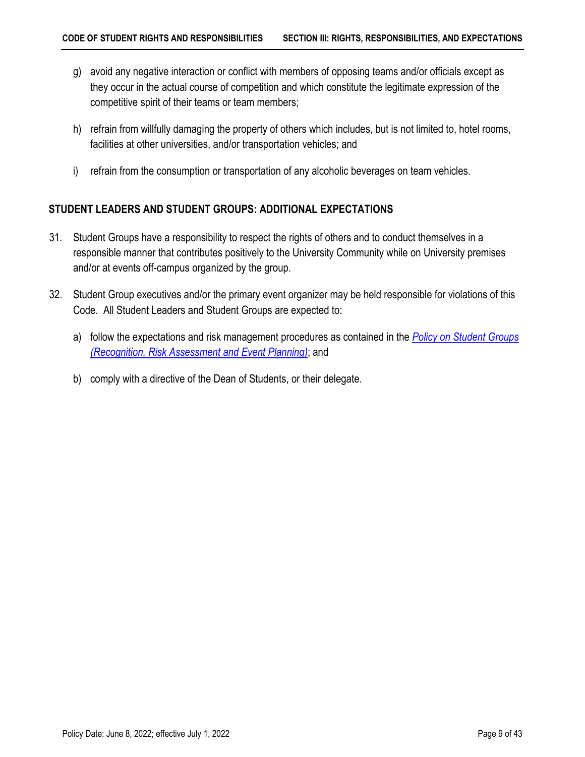g) avoid any negative interaction or conflict with members of opposing teams and/or officials except as they occur in the actual course of competition and which constitute the legitimate expression of the competitive spirit of their teams or team members;

h) refrain from willfully damaging the property of others which includes, but is not limited to, hotel rooms, facilities at other universities, and/or transportation vehicles; and

i) refrain from the consumption or transportation of any alcoholic beverages on team vehicles.

## STUDENT LEADERS AND STUDENT GROUPS: ADDITIONAL EXPECTATIONS

31. Student Groups have a responsibility to respect the rights of others and to conduct themselves in a responsible manner that contributes positively to the University Community while on University premises and/or at events off-campus organized by the group.

32. Student Group executives and/or the primary event organizer may be held responsible for violations of this Code. All Student Leaders and Student Groups are expected to:

    a) follow the expectations and risk management procedures as contained in the *Policy on Student Groups (Recognition, Risk Assessment and Event Planning)*; and

    b) comply with a directive of the Dean of Students, or their delegate.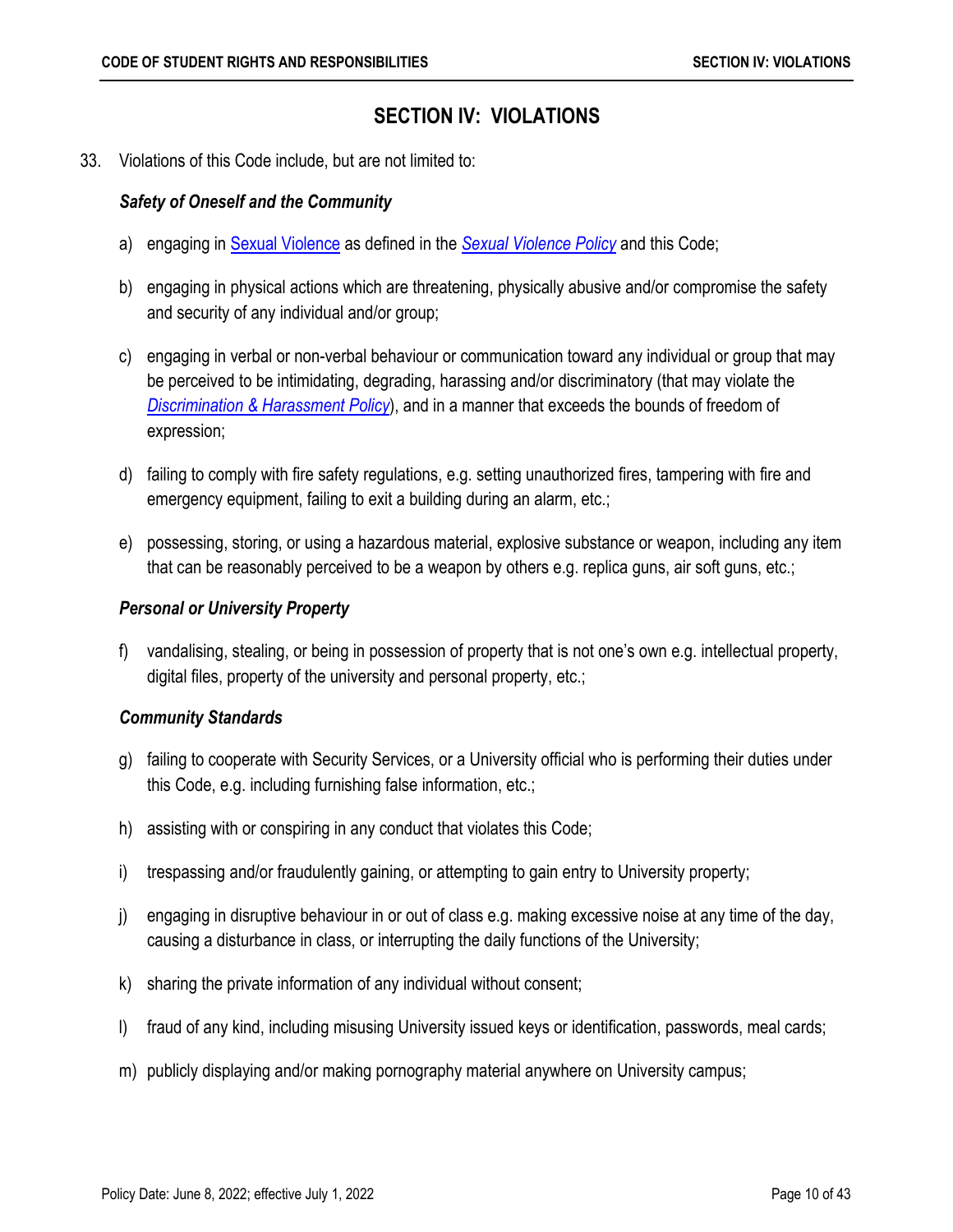## SECTION IV: VIOLATIONS

33. Violations of this Code include, but are not limited to:

***Safety of Oneself and the Community***

a) engaging in Sexual Violence as defined in the *Sexual Violence Policy* and this Code;

b) engaging in physical actions which are threatening, physically abusive and/or compromise the safety and security of any individual and/or group;

c) engaging in verbal or non-verbal behaviour or communication toward any individual or group that may be perceived to be intimidating, degrading, harassing and/or discriminatory (that may violate the *Discrimination & Harassment Policy*), and in a manner that exceeds the bounds of freedom of expression;

d) failing to comply with fire safety regulations, e.g. setting unauthorized fires, tampering with fire and emergency equipment, failing to exit a building during an alarm, etc.;

e) possessing, storing, or using a hazardous material, explosive substance or weapon, including any item that can be reasonably perceived to be a weapon by others e.g. replica guns, air soft guns, etc.;

***Personal or University Property***

f) vandalising, stealing, or being in possession of property that is not one's own e.g. intellectual property, digital files, property of the university and personal property, etc.;

***Community Standards***

g) failing to cooperate with Security Services, or a University official who is performing their duties under this Code, e.g. including furnishing false information, etc.;

h) assisting with or conspiring in any conduct that violates this Code;

i) trespassing and/or fraudulently gaining, or attempting to gain entry to University property;

j) engaging in disruptive behaviour in or out of class e.g. making excessive noise at any time of the day, causing a disturbance in class, or interrupting the daily functions of the University;

k) sharing the private information of any individual without consent;

l) fraud of any kind, including misusing University issued keys or identification, passwords, meal cards;

m) publicly displaying and/or making pornography material anywhere on University campus;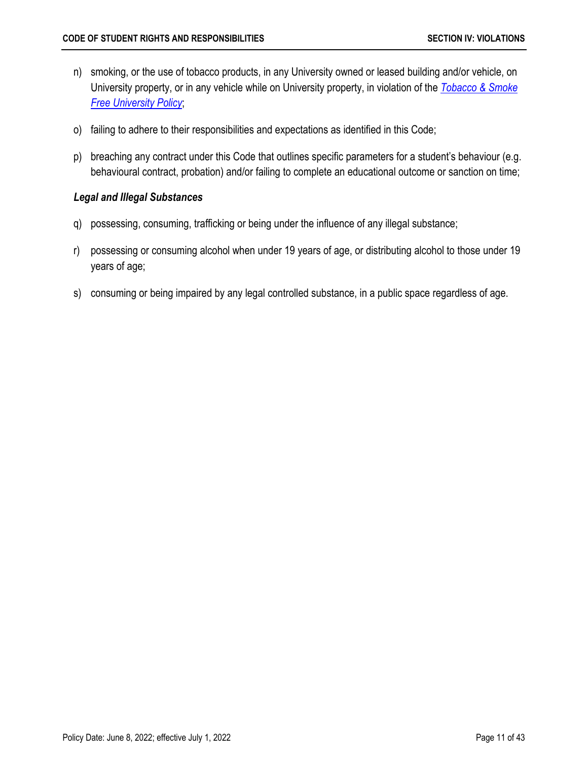n) smoking, or the use of tobacco products, in any University owned or leased building and/or vehicle, on University property, or in any vehicle while on University property, in violation of the *Tobacco & Smoke Free University Policy*;

o) failing to adhere to their responsibilities and expectations as identified in this Code;

p) breaching any contract under this Code that outlines specific parameters for a student's behaviour (e.g. behavioural contract, probation) and/or failing to complete an educational outcome or sanction on time;

***Legal and Illegal Substances***

q) possessing, consuming, trafficking or being under the influence of any illegal substance;

r) possessing or consuming alcohol when under 19 years of age, or distributing alcohol to those under 19 years of age;

s) consuming or being impaired by any legal controlled substance, in a public space regardless of age.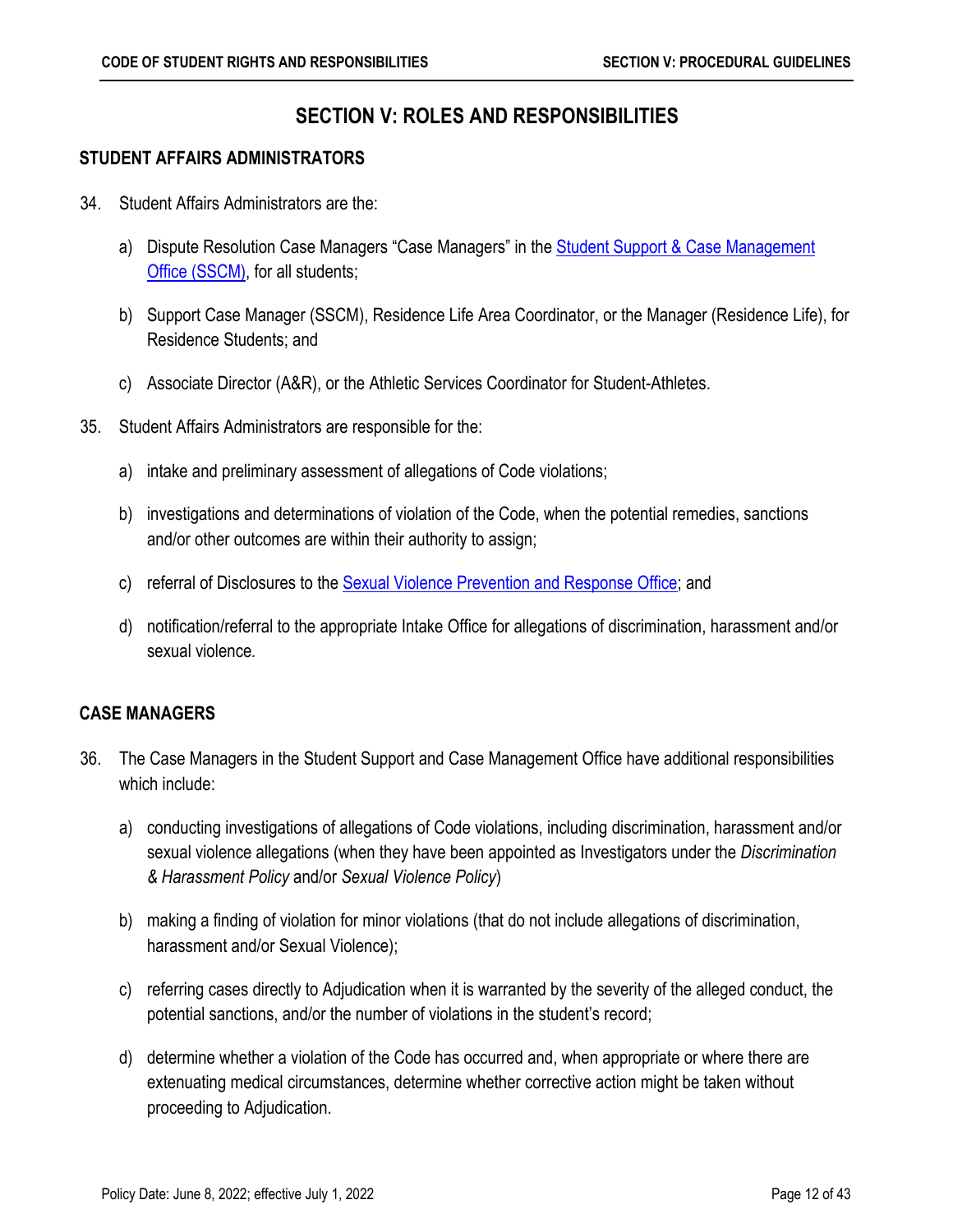# SECTION V: ROLES AND RESPONSIBILITIES

## STUDENT AFFAIRS ADMINISTRATORS

34. Student Affairs Administrators are the:

    a) Dispute Resolution Case Managers "Case Managers" in the Student Support & Case Management Office (SSCM), for all students;

    b) Support Case Manager (SSCM), Residence Life Area Coordinator, or the Manager (Residence Life), for Residence Students; and

    c) Associate Director (A&R), or the Athletic Services Coordinator for Student-Athletes.

35. Student Affairs Administrators are responsible for the:

    a) intake and preliminary assessment of allegations of Code violations;

    b) investigations and determinations of violation of the Code, when the potential remedies, sanctions and/or other outcomes are within their authority to assign;

    c) referral of Disclosures to the Sexual Violence Prevention and Response Office; and

    d) notification/referral to the appropriate Intake Office for allegations of discrimination, harassment and/or sexual violence.

## CASE MANAGERS

36. The Case Managers in the Student Support and Case Management Office have additional responsibilities which include:

    a) conducting investigations of allegations of Code violations, including discrimination, harassment and/or sexual violence allegations (when they have been appointed as Investigators under the *Discrimination & Harassment Policy* and/or *Sexual Violence Policy*)

    b) making a finding of violation for minor violations (that do not include allegations of discrimination, harassment and/or Sexual Violence);

    c) referring cases directly to Adjudication when it is warranted by the severity of the alleged conduct, the potential sanctions, and/or the number of violations in the student's record;

    d) determine whether a violation of the Code has occurred and, when appropriate or where there are extenuating medical circumstances, determine whether corrective action might be taken without proceeding to Adjudication.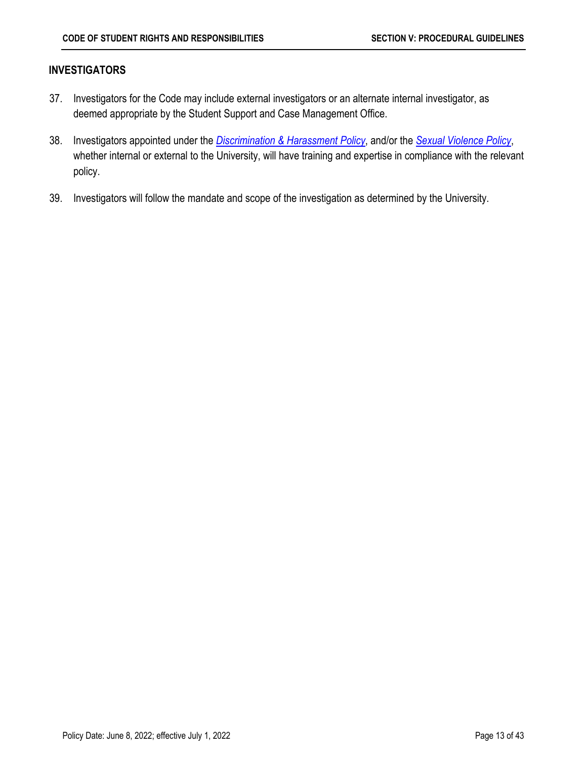## INVESTIGATORS

37. Investigators for the Code may include external investigators or an alternate internal investigator, as deemed appropriate by the Student Support and Case Management Office.

38. Investigators appointed under the *Discrimination & Harassment Policy*, and/or the *Sexual Violence Policy*, whether internal or external to the University, will have training and expertise in compliance with the relevant policy.

39. Investigators will follow the mandate and scope of the investigation as determined by the University.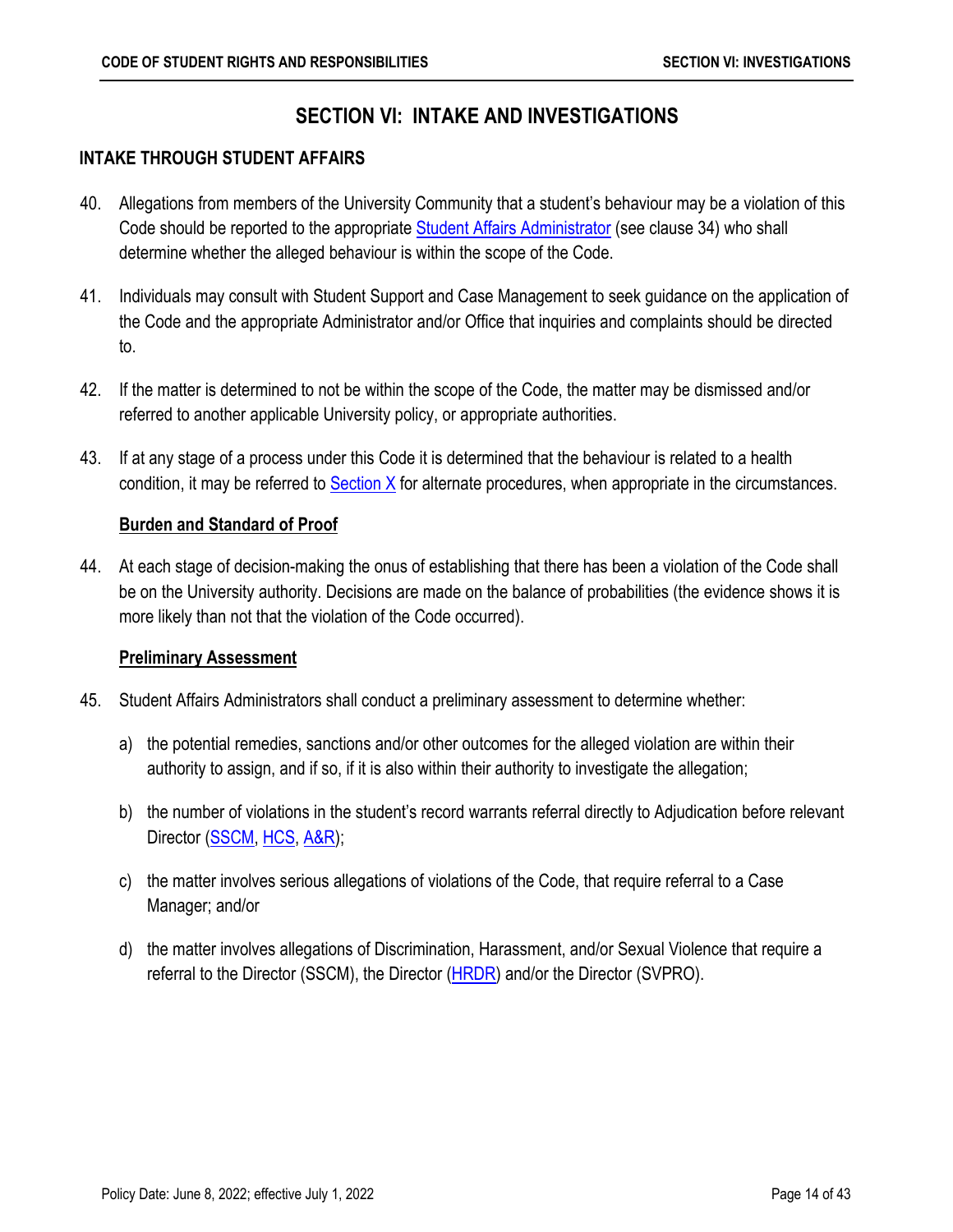# SECTION VI: INTAKE AND INVESTIGATIONS

## INTAKE THROUGH STUDENT AFFAIRS

40. Allegations from members of the University Community that a student's behaviour may be a violation of this Code should be reported to the appropriate Student Affairs Administrator (see clause 34) who shall determine whether the alleged behaviour is within the scope of the Code.

41. Individuals may consult with Student Support and Case Management to seek guidance on the application of the Code and the appropriate Administrator and/or Office that inquiries and complaints should be directed to.

42. If the matter is determined to not be within the scope of the Code, the matter may be dismissed and/or referred to another applicable University policy, or appropriate authorities.

43. If at any stage of a process under this Code it is determined that the behaviour is related to a health condition, it may be referred to Section X for alternate procedures, when appropriate in the circumstances.

### Burden and Standard of Proof

44. At each stage of decision-making the onus of establishing that there has been a violation of the Code shall be on the University authority. Decisions are made on the balance of probabilities (the evidence shows it is more likely than not that the violation of the Code occurred).

### Preliminary Assessment

45. Student Affairs Administrators shall conduct a preliminary assessment to determine whether:

    a) the potential remedies, sanctions and/or other outcomes for the alleged violation are within their authority to assign, and if so, if it is also within their authority to investigate the allegation;

    b) the number of violations in the student's record warrants referral directly to Adjudication before relevant Director (SSCM, HCS, A&R);

    c) the matter involves serious allegations of violations of the Code, that require referral to a Case Manager; and/or

    d) the matter involves allegations of Discrimination, Harassment, and/or Sexual Violence that require a referral to the Director (SSCM), the Director (HRDR) and/or the Director (SVPRO).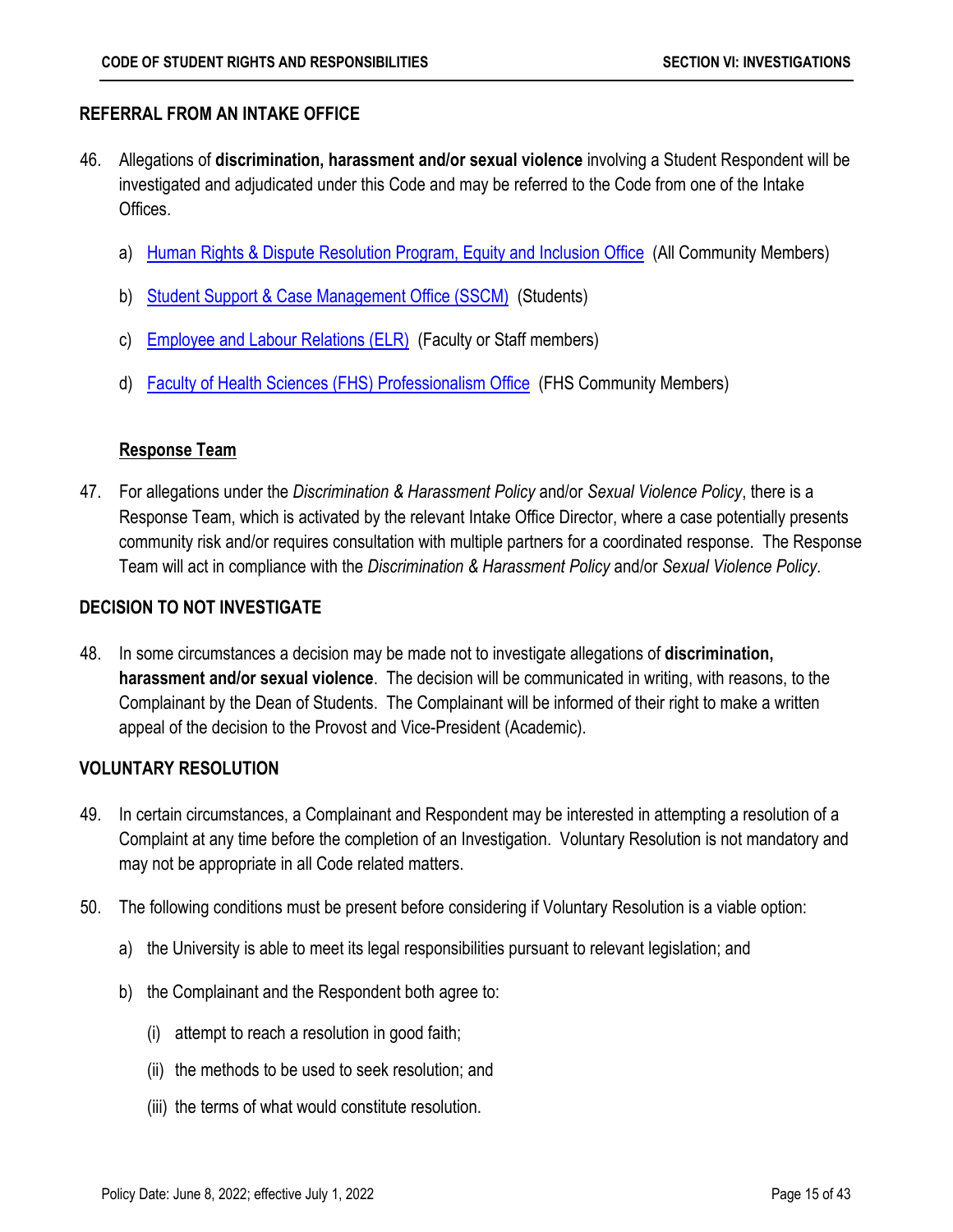## REFERRAL FROM AN INTAKE OFFICE

46. Allegations of **discrimination, harassment and/or sexual violence** involving a Student Respondent will be investigated and adjudicated under this Code and may be referred to the Code from one of the Intake Offices.

    a) Human Rights & Dispute Resolution Program, Equity and Inclusion Office (All Community Members)

    b) Student Support & Case Management Office (SSCM) (Students)

    c) Employee and Labour Relations (ELR) (Faculty or Staff members)

    d) Faculty of Health Sciences (FHS) Professionalism Office (FHS Community Members)

### Response Team

47. For allegations under the *Discrimination & Harassment Policy* and/or *Sexual Violence Policy*, there is a Response Team, which is activated by the relevant Intake Office Director, where a case potentially presents community risk and/or requires consultation with multiple partners for a coordinated response. The Response Team will act in compliance with the *Discrimination & Harassment Policy* and/or *Sexual Violence Policy*.

## DECISION TO NOT INVESTIGATE

48. In some circumstances a decision may be made not to investigate allegations of **discrimination, harassment and/or sexual violence**. The decision will be communicated in writing, with reasons, to the Complainant by the Dean of Students. The Complainant will be informed of their right to make a written appeal of the decision to the Provost and Vice-President (Academic).

## VOLUNTARY RESOLUTION

49. In certain circumstances, a Complainant and Respondent may be interested in attempting a resolution of a Complaint at any time before the completion of an Investigation. Voluntary Resolution is not mandatory and may not be appropriate in all Code related matters.

50. The following conditions must be present before considering if Voluntary Resolution is a viable option:

    a) the University is able to meet its legal responsibilities pursuant to relevant legislation; and

    b) the Complainant and the Respondent both agree to:

        (i) attempt to reach a resolution in good faith;

        (ii) the methods to be used to seek resolution; and

        (iii) the terms of what would constitute resolution.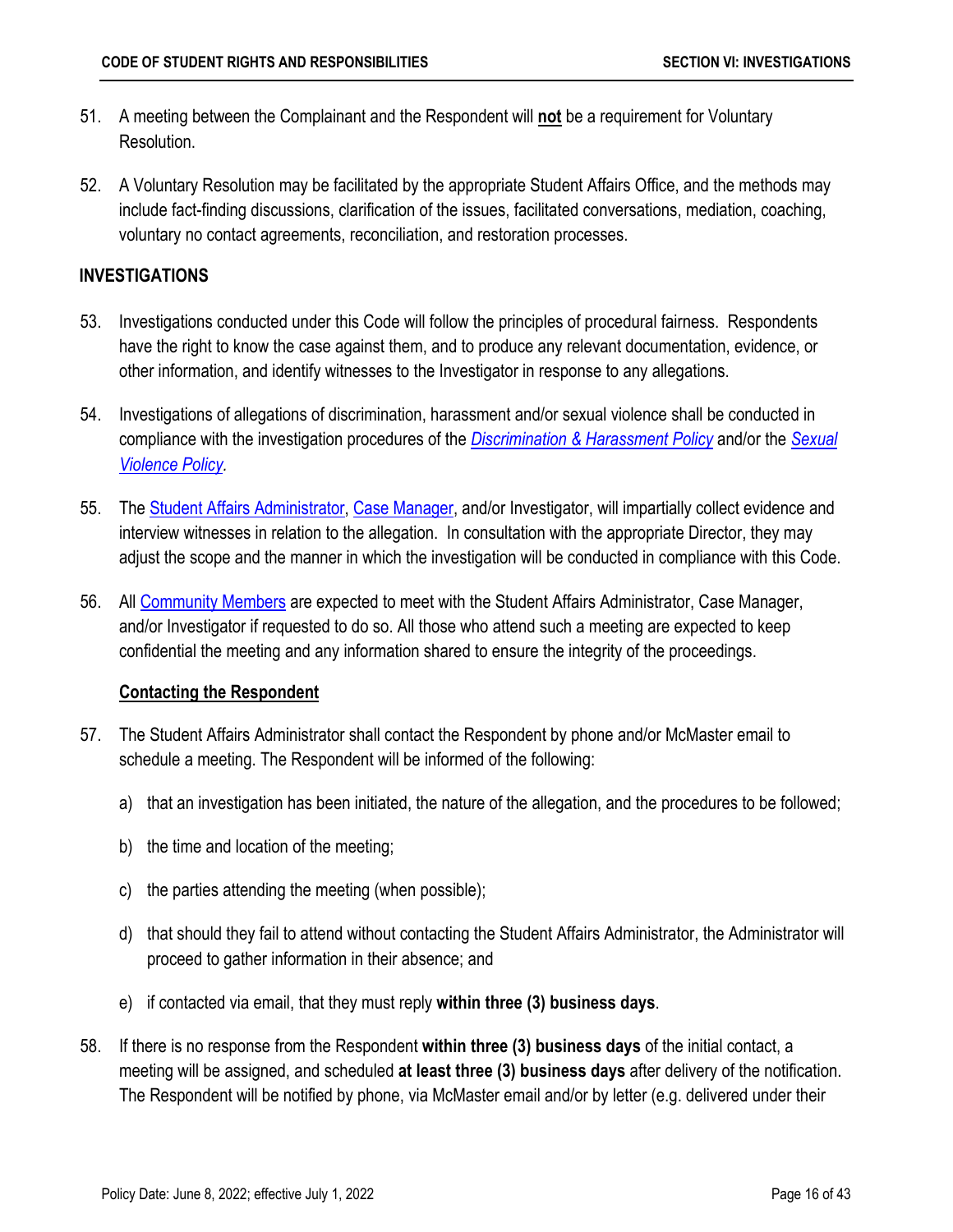51. A meeting between the Complainant and the Respondent will **not** be a requirement for Voluntary Resolution.

52. A Voluntary Resolution may be facilitated by the appropriate Student Affairs Office, and the methods may include fact-finding discussions, clarification of the issues, facilitated conversations, mediation, coaching, voluntary no contact agreements, reconciliation, and restoration processes.

## INVESTIGATIONS

53. Investigations conducted under this Code will follow the principles of procedural fairness. Respondents have the right to know the case against them, and to produce any relevant documentation, evidence, or other information, and identify witnesses to the Investigator in response to any allegations.

54. Investigations of allegations of discrimination, harassment and/or sexual violence shall be conducted in compliance with the investigation procedures of the *Discrimination & Harassment Policy* and/or the *Sexual Violence Policy*.

55. The Student Affairs Administrator, Case Manager, and/or Investigator, will impartially collect evidence and interview witnesses in relation to the allegation. In consultation with the appropriate Director, they may adjust the scope and the manner in which the investigation will be conducted in compliance with this Code.

56. All Community Members are expected to meet with the Student Affairs Administrator, Case Manager, and/or Investigator if requested to do so. All those who attend such a meeting are expected to keep confidential the meeting and any information shared to ensure the integrity of the proceedings.

### Contacting the Respondent

57. The Student Affairs Administrator shall contact the Respondent by phone and/or McMaster email to schedule a meeting. The Respondent will be informed of the following:

    a) that an investigation has been initiated, the nature of the allegation, and the procedures to be followed;

    b) the time and location of the meeting;

    c) the parties attending the meeting (when possible);

    d) that should they fail to attend without contacting the Student Affairs Administrator, the Administrator will proceed to gather information in their absence; and

    e) if contacted via email, that they must reply **within three (3) business days**.

58. If there is no response from the Respondent **within three (3) business days** of the initial contact, a meeting will be assigned, and scheduled **at least three (3) business days** after delivery of the notification. The Respondent will be notified by phone, via McMaster email and/or by letter (e.g. delivered under their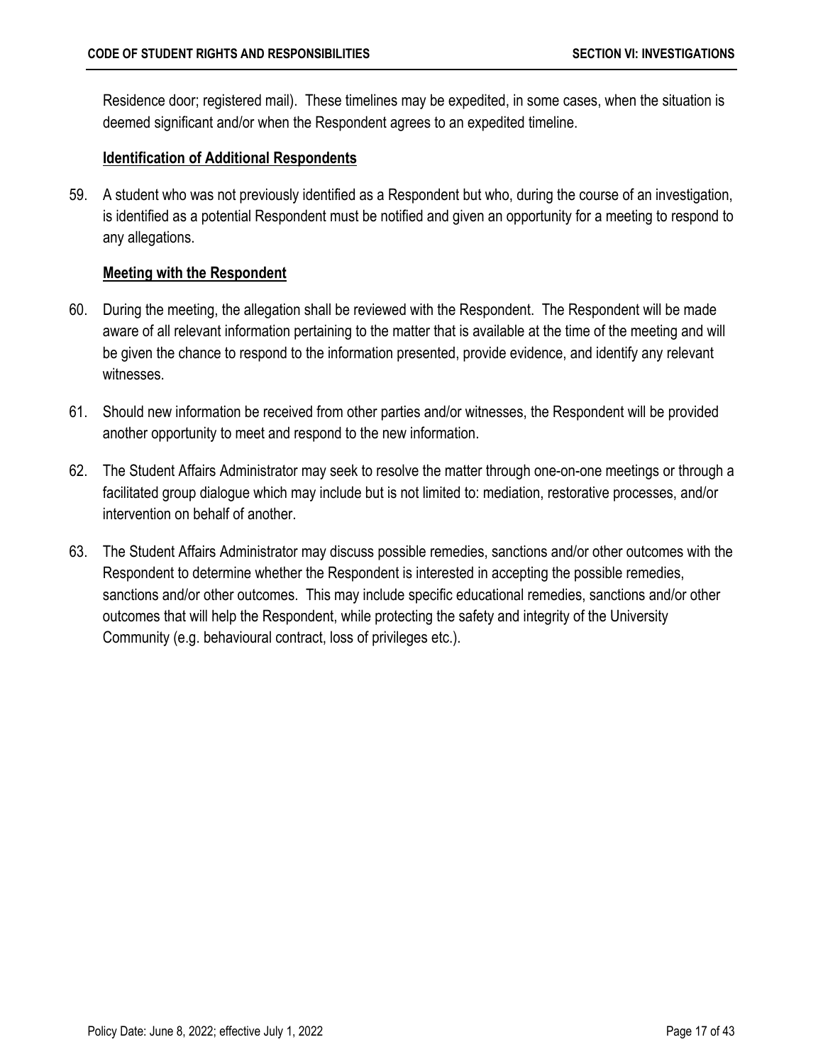Residence door; registered mail). These timelines may be expedited, in some cases, when the situation is deemed significant and/or when the Respondent agrees to an expedited timeline.

### Identification of Additional Respondents

59. A student who was not previously identified as a Respondent but who, during the course of an investigation, is identified as a potential Respondent must be notified and given an opportunity for a meeting to respond to any allegations.

### Meeting with the Respondent

60. During the meeting, the allegation shall be reviewed with the Respondent. The Respondent will be made aware of all relevant information pertaining to the matter that is available at the time of the meeting and will be given the chance to respond to the information presented, provide evidence, and identify any relevant witnesses.

61. Should new information be received from other parties and/or witnesses, the Respondent will be provided another opportunity to meet and respond to the new information.

62. The Student Affairs Administrator may seek to resolve the matter through one-on-one meetings or through a facilitated group dialogue which may include but is not limited to: mediation, restorative processes, and/or intervention on behalf of another.

63. The Student Affairs Administrator may discuss possible remedies, sanctions and/or other outcomes with the Respondent to determine whether the Respondent is interested in accepting the possible remedies, sanctions and/or other outcomes. This may include specific educational remedies, sanctions and/or other outcomes that will help the Respondent, while protecting the safety and integrity of the University Community (e.g. behavioural contract, loss of privileges etc.).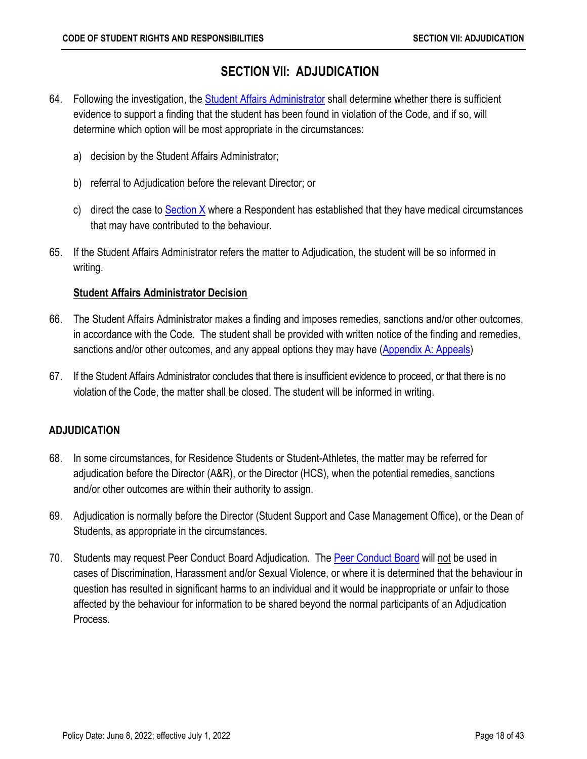# SECTION VII: ADJUDICATION

64. Following the investigation, the Student Affairs Administrator shall determine whether there is sufficient evidence to support a finding that the student has been found in violation of the Code, and if so, will determine which option will be most appropriate in the circumstances:

    a) decision by the Student Affairs Administrator;

    b) referral to Adjudication before the relevant Director; or

    c) direct the case to Section X where a Respondent has established that they have medical circumstances that may have contributed to the behaviour.

65. If the Student Affairs Administrator refers the matter to Adjudication, the student will be so informed in writing.

**Student Affairs Administrator Decision**

66. The Student Affairs Administrator makes a finding and imposes remedies, sanctions and/or other outcomes, in accordance with the Code. The student shall be provided with written notice of the finding and remedies, sanctions and/or other outcomes, and any appeal options they may have (Appendix A: Appeals)

67. If the Student Affairs Administrator concludes that there is insufficient evidence to proceed, or that there is no violation of the Code, the matter shall be closed. The student will be informed in writing.

## ADJUDICATION

68. In some circumstances, for Residence Students or Student-Athletes, the matter may be referred for adjudication before the Director (A&R), or the Director (HCS), when the potential remedies, sanctions and/or other outcomes are within their authority to assign.

69. Adjudication is normally before the Director (Student Support and Case Management Office), or the Dean of Students, as appropriate in the circumstances.

70. Students may request Peer Conduct Board Adjudication. The Peer Conduct Board will not be used in cases of Discrimination, Harassment and/or Sexual Violence, or where it is determined that the behaviour in question has resulted in significant harms to an individual and it would be inappropriate or unfair to those affected by the behaviour for information to be shared beyond the normal participants of an Adjudication Process.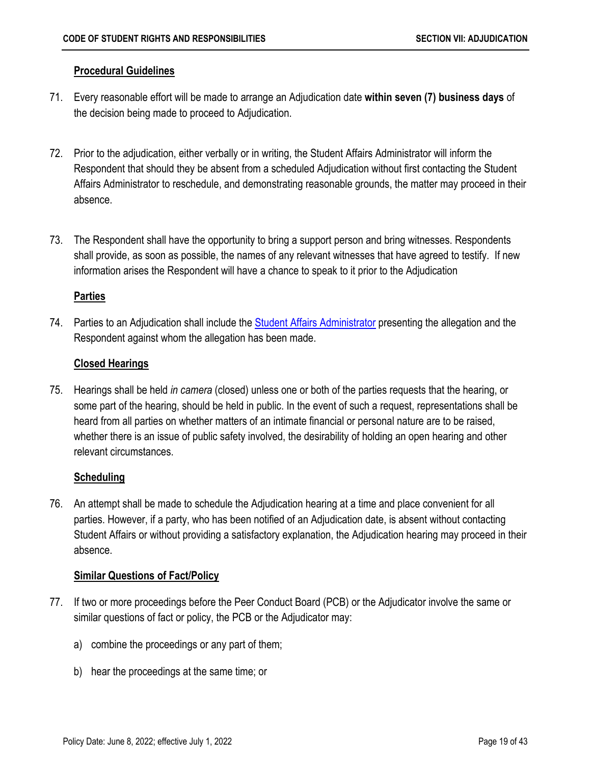**Procedural Guidelines**

71. Every reasonable effort will be made to arrange an Adjudication date **within seven (7) business days** of the decision being made to proceed to Adjudication.

72. Prior to the adjudication, either verbally or in writing, the Student Affairs Administrator will inform the Respondent that should they be absent from a scheduled Adjudication without first contacting the Student Affairs Administrator to reschedule, and demonstrating reasonable grounds, the matter may proceed in their absence.

73. The Respondent shall have the opportunity to bring a support person and bring witnesses. Respondents shall provide, as soon as possible, the names of any relevant witnesses that have agreed to testify. If new information arises the Respondent will have a chance to speak to it prior to the Adjudication

**Parties**

74. Parties to an Adjudication shall include the Student Affairs Administrator presenting the allegation and the Respondent against whom the allegation has been made.

**Closed Hearings**

75. Hearings shall be held *in camera* (closed) unless one or both of the parties requests that the hearing, or some part of the hearing, should be held in public. In the event of such a request, representations shall be heard from all parties on whether matters of an intimate financial or personal nature are to be raised, whether there is an issue of public safety involved, the desirability of holding an open hearing and other relevant circumstances.

**Scheduling**

76. An attempt shall be made to schedule the Adjudication hearing at a time and place convenient for all parties. However, if a party, who has been notified of an Adjudication date, is absent without contacting Student Affairs or without providing a satisfactory explanation, the Adjudication hearing may proceed in their absence.

**Similar Questions of Fact/Policy**

77. If two or more proceedings before the Peer Conduct Board (PCB) or the Adjudicator involve the same or similar questions of fact or policy, the PCB or the Adjudicator may:

    a) combine the proceedings or any part of them;

    b) hear the proceedings at the same time; or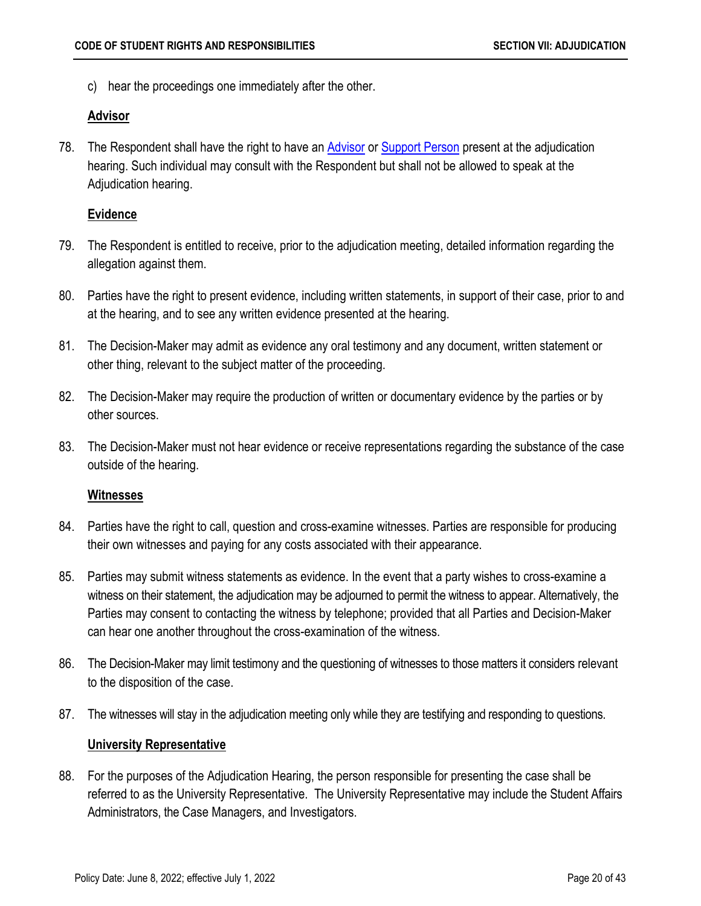c) hear the proceedings one immediately after the other.

**Advisor**

78. The Respondent shall have the right to have an Advisor or Support Person present at the adjudication hearing. Such individual may consult with the Respondent but shall not be allowed to speak at the Adjudication hearing.

**Evidence**

79. The Respondent is entitled to receive, prior to the adjudication meeting, detailed information regarding the allegation against them.

80. Parties have the right to present evidence, including written statements, in support of their case, prior to and at the hearing, and to see any written evidence presented at the hearing.

81. The Decision-Maker may admit as evidence any oral testimony and any document, written statement or other thing, relevant to the subject matter of the proceeding.

82. The Decision-Maker may require the production of written or documentary evidence by the parties or by other sources.

83. The Decision-Maker must not hear evidence or receive representations regarding the substance of the case outside of the hearing.

**Witnesses**

84. Parties have the right to call, question and cross-examine witnesses. Parties are responsible for producing their own witnesses and paying for any costs associated with their appearance.

85. Parties may submit witness statements as evidence. In the event that a party wishes to cross-examine a witness on their statement, the adjudication may be adjourned to permit the witness to appear. Alternatively, the Parties may consent to contacting the witness by telephone; provided that all Parties and Decision-Maker can hear one another throughout the cross-examination of the witness.

86. The Decision-Maker may limit testimony and the questioning of witnesses to those matters it considers relevant to the disposition of the case.

87. The witnesses will stay in the adjudication meeting only while they are testifying and responding to questions.

**University Representative**

88. For the purposes of the Adjudication Hearing, the person responsible for presenting the case shall be referred to as the University Representative. The University Representative may include the Student Affairs Administrators, the Case Managers, and Investigators.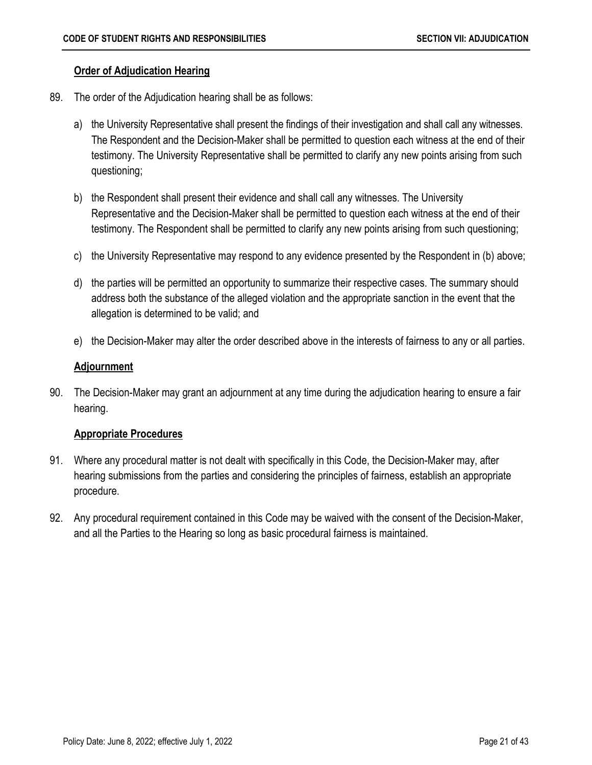### Order of Adjudication Hearing

89. The order of the Adjudication hearing shall be as follows:

    a) the University Representative shall present the findings of their investigation and shall call any witnesses. The Respondent and the Decision-Maker shall be permitted to question each witness at the end of their testimony. The University Representative shall be permitted to clarify any new points arising from such questioning;

    b) the Respondent shall present their evidence and shall call any witnesses. The University Representative and the Decision-Maker shall be permitted to question each witness at the end of their testimony. The Respondent shall be permitted to clarify any new points arising from such questioning;

    c) the University Representative may respond to any evidence presented by the Respondent in (b) above;

    d) the parties will be permitted an opportunity to summarize their respective cases. The summary should address both the substance of the alleged violation and the appropriate sanction in the event that the allegation is determined to be valid; and

    e) the Decision-Maker may alter the order described above in the interests of fairness to any or all parties.

### Adjournment

90. The Decision-Maker may grant an adjournment at any time during the adjudication hearing to ensure a fair hearing.

### Appropriate Procedures

91. Where any procedural matter is not dealt with specifically in this Code, the Decision-Maker may, after hearing submissions from the parties and considering the principles of fairness, establish an appropriate procedure.

92. Any procedural requirement contained in this Code may be waived with the consent of the Decision-Maker, and all the Parties to the Hearing so long as basic procedural fairness is maintained.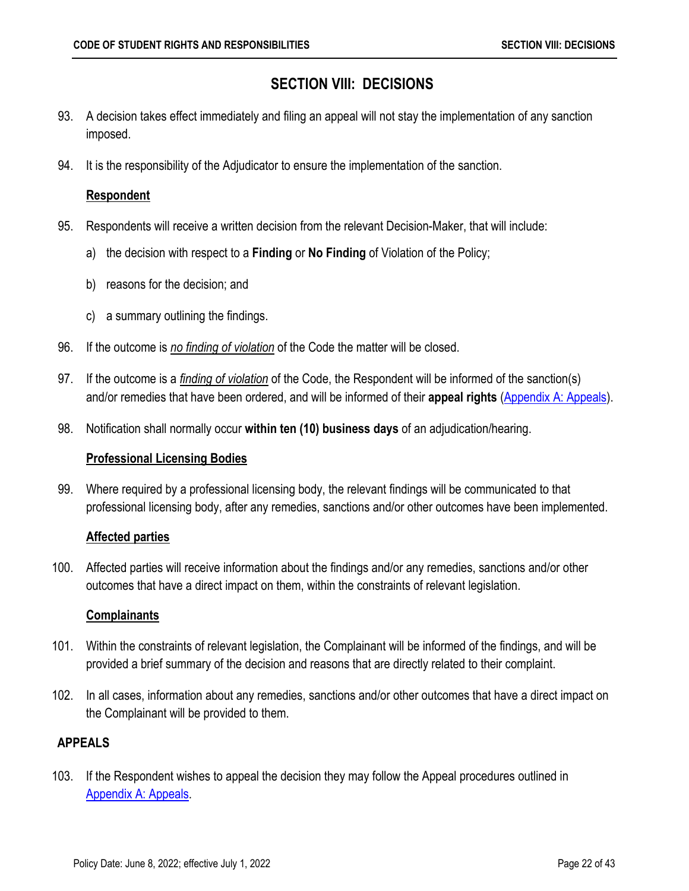# SECTION VIII: DECISIONS

93. A decision takes effect immediately and filing an appeal will not stay the implementation of any sanction imposed.

94. It is the responsibility of the Adjudicator to ensure the implementation of the sanction.

**Respondent**

95. Respondents will receive a written decision from the relevant Decision-Maker, that will include:

    a) the decision with respect to a **Finding** or **No Finding** of Violation of the Policy;

    b) reasons for the decision; and

    c) a summary outlining the findings.

96. If the outcome is *no finding of violation* of the Code the matter will be closed.

97. If the outcome is a *finding of violation* of the Code, the Respondent will be informed of the sanction(s) and/or remedies that have been ordered, and will be informed of their **appeal rights** (Appendix A: Appeals).

98. Notification shall normally occur **within ten (10) business days** of an adjudication/hearing.

**Professional Licensing Bodies**

99. Where required by a professional licensing body, the relevant findings will be communicated to that professional licensing body, after any remedies, sanctions and/or other outcomes have been implemented.

**Affected parties**

100. Affected parties will receive information about the findings and/or any remedies, sanctions and/or other outcomes that have a direct impact on them, within the constraints of relevant legislation.

**Complainants**

101. Within the constraints of relevant legislation, the Complainant will be informed of the findings, and will be provided a brief summary of the decision and reasons that are directly related to their complaint.

102. In all cases, information about any remedies, sanctions and/or other outcomes that have a direct impact on the Complainant will be provided to them.

## APPEALS

103. If the Respondent wishes to appeal the decision they may follow the Appeal procedures outlined in Appendix A: Appeals.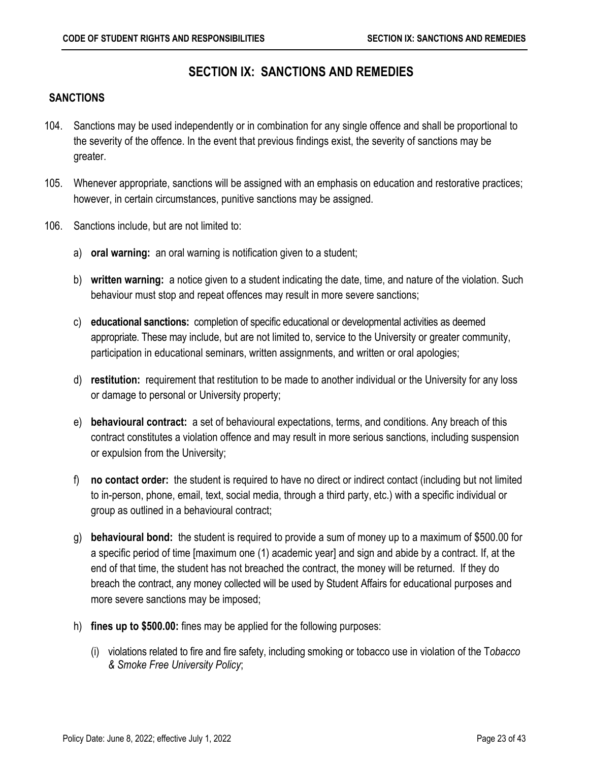# SECTION IX: SANCTIONS AND REMEDIES

## SANCTIONS

104. Sanctions may be used independently or in combination for any single offence and shall be proportional to the severity of the offence. In the event that previous findings exist, the severity of sanctions may be greater.

105. Whenever appropriate, sanctions will be assigned with an emphasis on education and restorative practices; however, in certain circumstances, punitive sanctions may be assigned.

106. Sanctions include, but are not limited to:

   a) **oral warning:** an oral warning is notification given to a student;

   b) **written warning:** a notice given to a student indicating the date, time, and nature of the violation. Such behaviour must stop and repeat offences may result in more severe sanctions;

   c) **educational sanctions:** completion of specific educational or developmental activities as deemed appropriate. These may include, but are not limited to, service to the University or greater community, participation in educational seminars, written assignments, and written or oral apologies;

   d) **restitution:** requirement that restitution to be made to another individual or the University for any loss or damage to personal or University property;

   e) **behavioural contract:** a set of behavioural expectations, terms, and conditions. Any breach of this contract constitutes a violation offence and may result in more serious sanctions, including suspension or expulsion from the University;

   f) **no contact order:** the student is required to have no direct or indirect contact (including but not limited to in-person, phone, email, text, social media, through a third party, etc.) with a specific individual or group as outlined in a behavioural contract;

   g) **behavioural bond:** the student is required to provide a sum of money up to a maximum of $500.00 for a specific period of time [maximum one (1) academic year] and sign and abide by a contract. If, at the end of that time, the student has not breached the contract, the money will be returned. If they do breach the contract, any money collected will be used by Student Affairs for educational purposes and more severe sanctions may be imposed;

   h) **fines up to $500.00:** fines may be applied for the following purposes:

      (i) violations related to fire and fire safety, including smoking or tobacco use in violation of the T*obacco & Smoke Free University Policy*;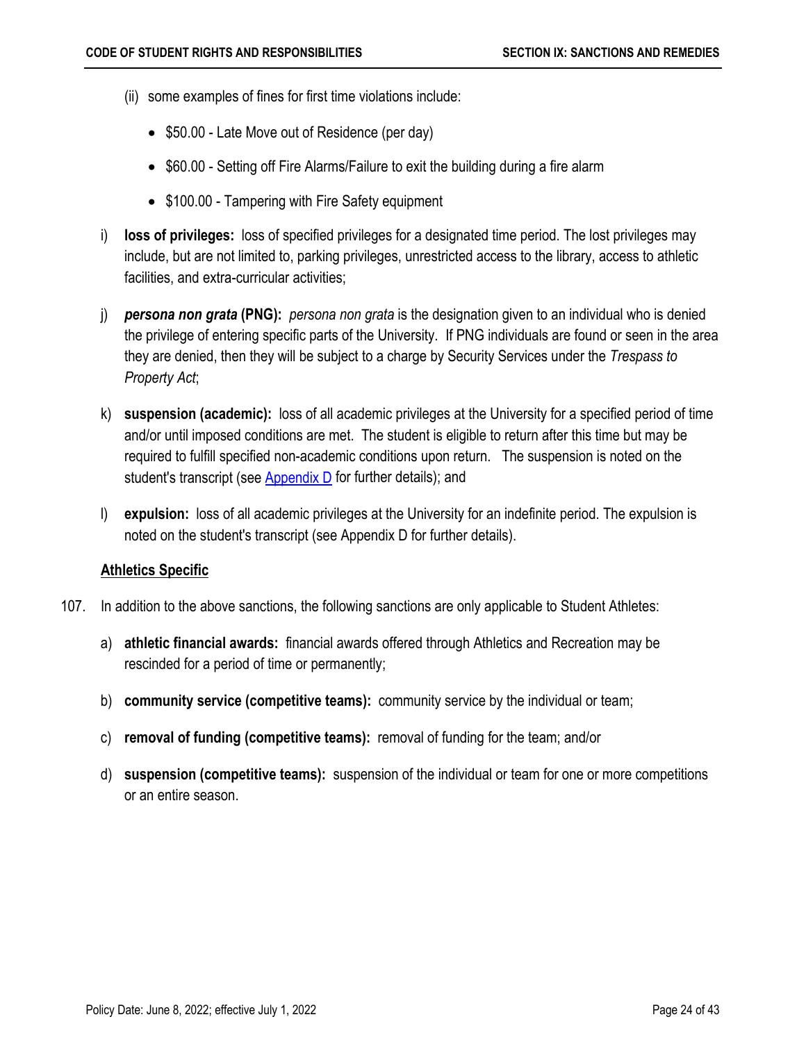(ii) some examples of fines for first time violations include:

- $50.00 - Late Move out of Residence (per day)
- $60.00 - Setting off Fire Alarms/Failure to exit the building during a fire alarm
- $100.00 - Tampering with Fire Safety equipment

i) **loss of privileges:** loss of specified privileges for a designated time period. The lost privileges may include, but are not limited to, parking privileges, unrestricted access to the library, access to athletic facilities, and extra-curricular activities;

j) ***persona non grata* (PNG):** *persona non grata* is the designation given to an individual who is denied the privilege of entering specific parts of the University. If PNG individuals are found or seen in the area they are denied, then they will be subject to a charge by Security Services under the *Trespass to Property Act*;

k) **suspension (academic):** loss of all academic privileges at the University for a specified period of time and/or until imposed conditions are met. The student is eligible to return after this time but may be required to fulfill specified non-academic conditions upon return. The suspension is noted on the student's transcript (see Appendix D for further details); and

l) **expulsion:** loss of all academic privileges at the University for an indefinite period. The expulsion is noted on the student's transcript (see Appendix D for further details).

**Athletics Specific**

107. In addition to the above sanctions, the following sanctions are only applicable to Student Athletes:

a) **athletic financial awards:** financial awards offered through Athletics and Recreation may be rescinded for a period of time or permanently;

b) **community service (competitive teams):** community service by the individual or team;

c) **removal of funding (competitive teams):** removal of funding for the team; and/or

d) **suspension (competitive teams):** suspension of the individual or team for one or more competitions or an entire season.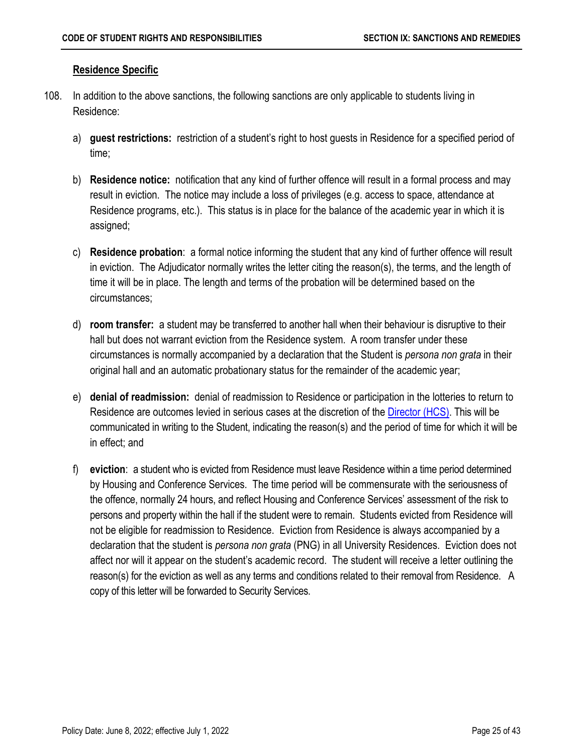**Residence Specific**

108. In addition to the above sanctions, the following sanctions are only applicable to students living in Residence:

    a) **guest restrictions:** restriction of a student's right to host guests in Residence for a specified period of time;

    b) **Residence notice:** notification that any kind of further offence will result in a formal process and may result in eviction. The notice may include a loss of privileges (e.g. access to space, attendance at Residence programs, etc.). This status is in place for the balance of the academic year in which it is assigned;

    c) **Residence probation**: a formal notice informing the student that any kind of further offence will result in eviction. The Adjudicator normally writes the letter citing the reason(s), the terms, and the length of time it will be in place. The length and terms of the probation will be determined based on the circumstances;

    d) **room transfer:** a student may be transferred to another hall when their behaviour is disruptive to their hall but does not warrant eviction from the Residence system. A room transfer under these circumstances is normally accompanied by a declaration that the Student is *persona non grata* in their original hall and an automatic probationary status for the remainder of the academic year;

    e) **denial of readmission:** denial of readmission to Residence or participation in the lotteries to return to Residence are outcomes levied in serious cases at the discretion of the Director (HCS). This will be communicated in writing to the Student, indicating the reason(s) and the period of time for which it will be in effect; and

    f) **eviction**: a student who is evicted from Residence must leave Residence within a time period determined by Housing and Conference Services. The time period will be commensurate with the seriousness of the offence, normally 24 hours, and reflect Housing and Conference Services' assessment of the risk to persons and property within the hall if the student were to remain. Students evicted from Residence will not be eligible for readmission to Residence. Eviction from Residence is always accompanied by a declaration that the student is *persona non grata* (PNG) in all University Residences. Eviction does not affect nor will it appear on the student's academic record. The student will receive a letter outlining the reason(s) for the eviction as well as any terms and conditions related to their removal from Residence. A copy of this letter will be forwarded to Security Services.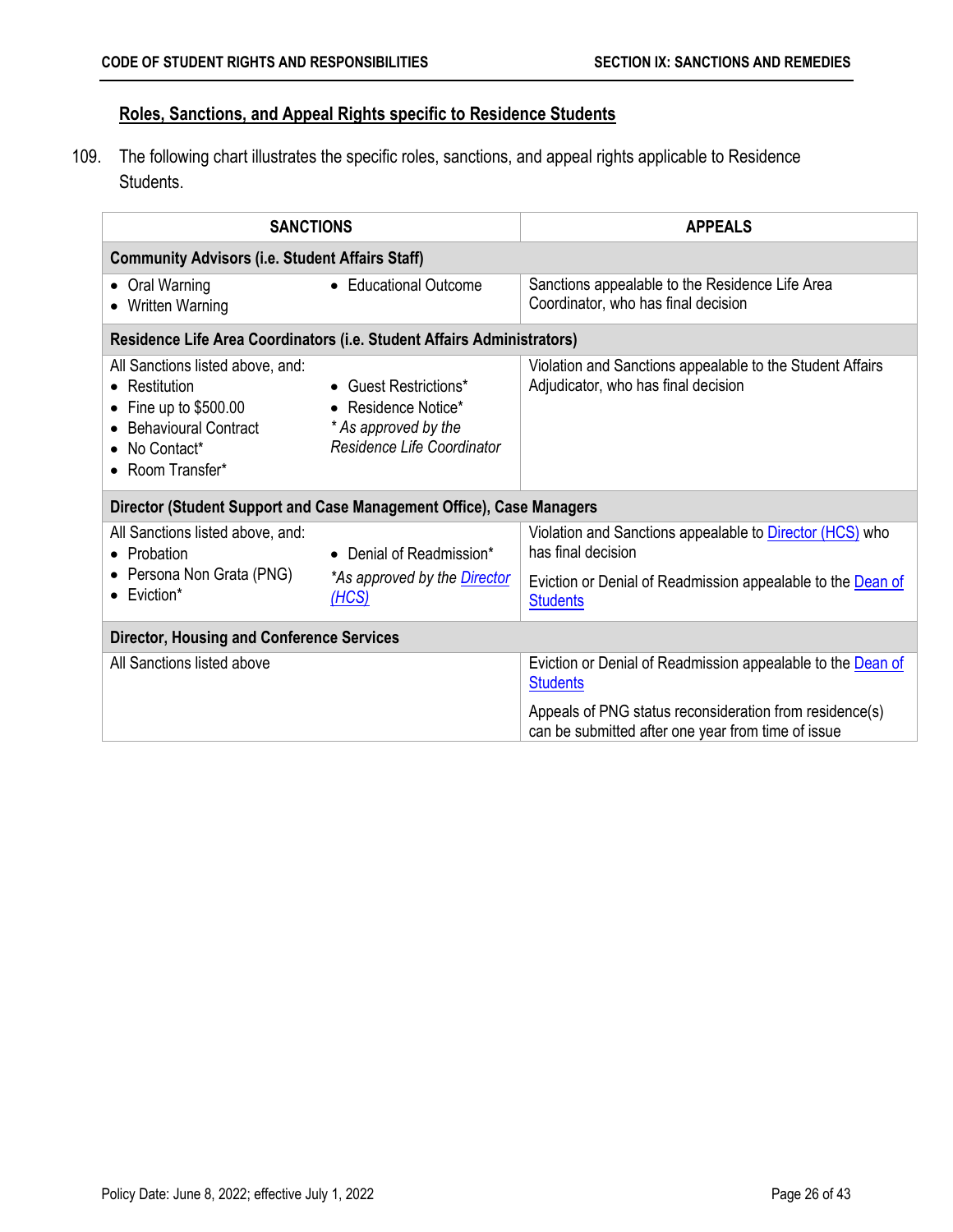**Roles, Sanctions, and Appeal Rights specific to Residence Students**

109. The following chart illustrates the specific roles, sanctions, and appeal rights applicable to Residence Students.

| SANCTIONS | APPEALS |
|---|---|
| **Community Advisors (i.e. Student Affairs Staff)** | |
| • Oral Warning<br>• Written Warning<br>• Educational Outcome | Sanctions appealable to the Residence Life Area Coordinator, who has final decision |
| **Residence Life Area Coordinators (i.e. Student Affairs Administrators)** | |
| All Sanctions listed above, and:<br>• Restitution<br>• Fine up to $500.00<br>• Behavioural Contract<br>• No Contact*<br>• Room Transfer*<br>• Guest Restrictions*<br>• Residence Notice*<br>*\* As approved by the Residence Life Coordinator* | Violation and Sanctions appealable to the Student Affairs Adjudicator, who has final decision |
| **Director (Student Support and Case Management Office), Case Managers** | |
| All Sanctions listed above, and:<br>• Probation<br>• Persona Non Grata (PNG)<br>• Eviction*<br>• Denial of Readmission*<br>*\*As approved by the Director (HCS)* | Violation and Sanctions appealable to Director (HCS) who has final decision<br><br>Eviction or Denial of Readmission appealable to the Dean of Students |
| **Director, Housing and Conference Services** | |
| All Sanctions listed above | Eviction or Denial of Readmission appealable to the Dean of Students<br><br>Appeals of PNG status reconsideration from residence(s) can be submitted after one year from time of issue |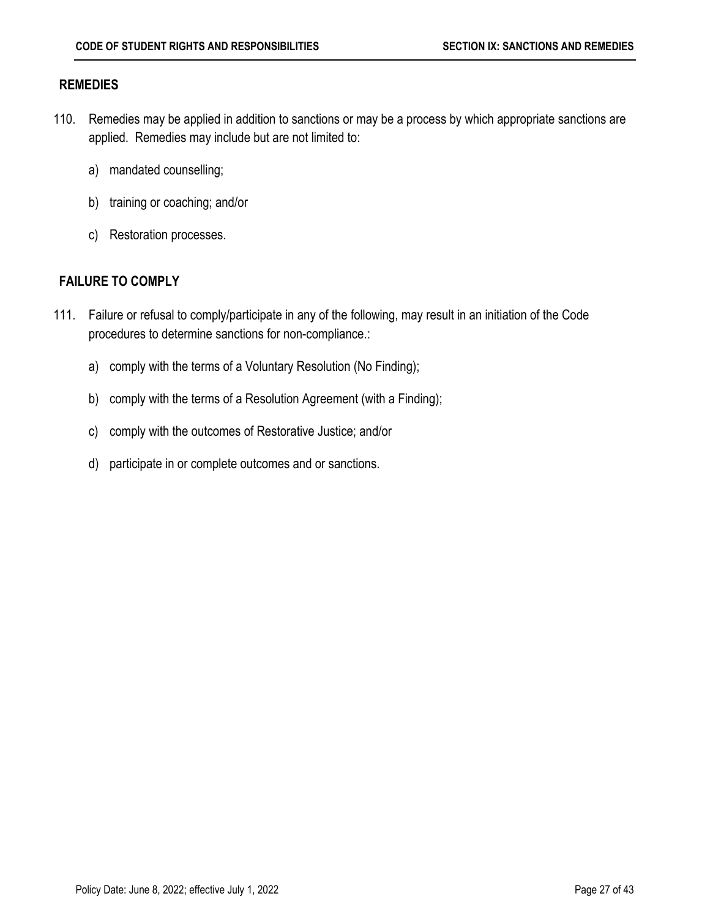## REMEDIES

110. Remedies may be applied in addition to sanctions or may be a process by which appropriate sanctions are applied. Remedies may include but are not limited to:

    a) mandated counselling;

    b) training or coaching; and/or

    c) Restoration processes.

## FAILURE TO COMPLY

111. Failure or refusal to comply/participate in any of the following, may result in an initiation of the Code procedures to determine sanctions for non-compliance.:

    a) comply with the terms of a Voluntary Resolution (No Finding);

    b) comply with the terms of a Resolution Agreement (with a Finding);

    c) comply with the outcomes of Restorative Justice; and/or

    d) participate in or complete outcomes and or sanctions.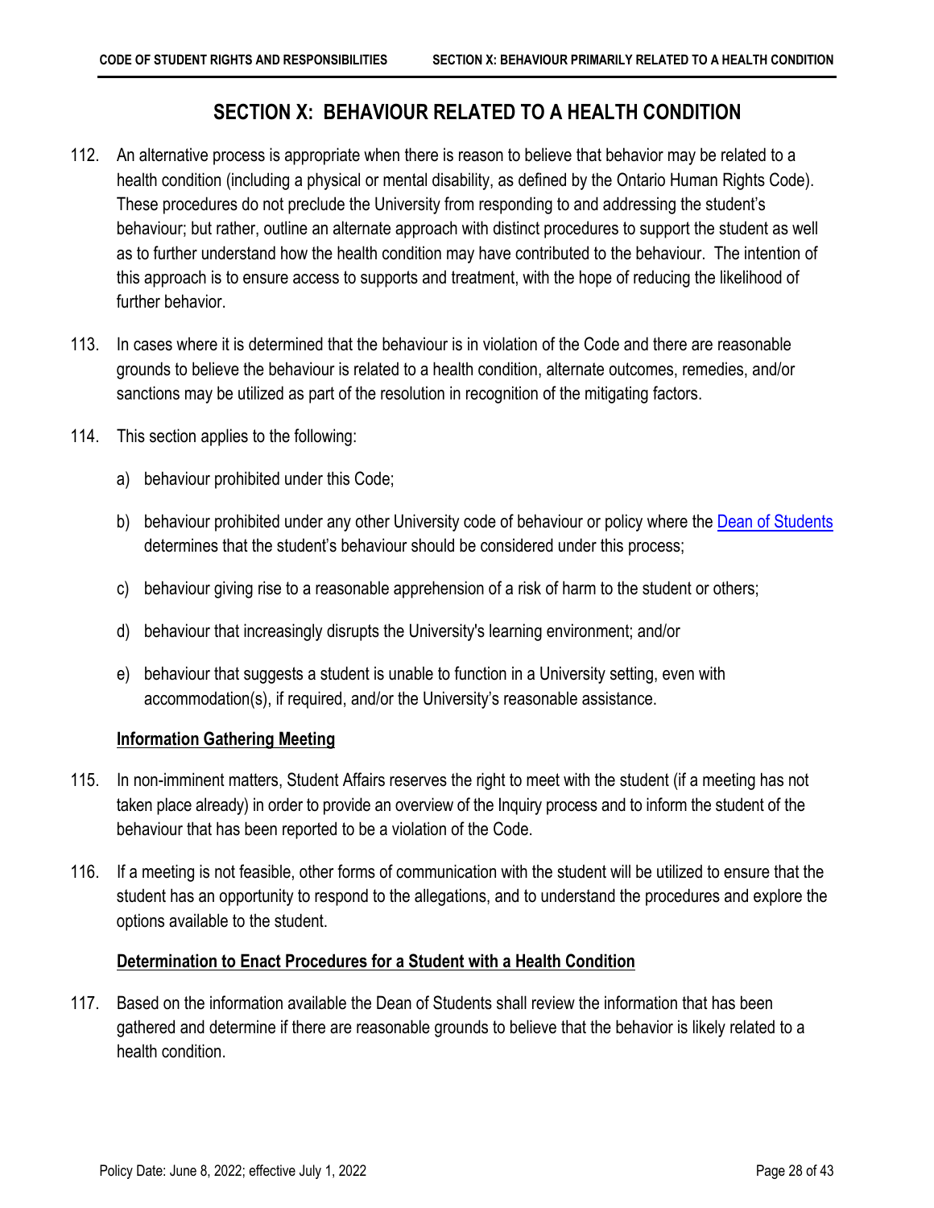# SECTION X: BEHAVIOUR RELATED TO A HEALTH CONDITION

112. An alternative process is appropriate when there is reason to believe that behavior may be related to a health condition (including a physical or mental disability, as defined by the Ontario Human Rights Code). These procedures do not preclude the University from responding to and addressing the student's behaviour; but rather, outline an alternate approach with distinct procedures to support the student as well as to further understand how the health condition may have contributed to the behaviour. The intention of this approach is to ensure access to supports and treatment, with the hope of reducing the likelihood of further behavior.

113. In cases where it is determined that the behaviour is in violation of the Code and there are reasonable grounds to believe the behaviour is related to a health condition, alternate outcomes, remedies, and/or sanctions may be utilized as part of the resolution in recognition of the mitigating factors.

114. This section applies to the following:

    a) behaviour prohibited under this Code;

    b) behaviour prohibited under any other University code of behaviour or policy where the Dean of Students determines that the student's behaviour should be considered under this process;

    c) behaviour giving rise to a reasonable apprehension of a risk of harm to the student or others;

    d) behaviour that increasingly disrupts the University's learning environment; and/or

    e) behaviour that suggests a student is unable to function in a University setting, even with accommodation(s), if required, and/or the University's reasonable assistance.

**Information Gathering Meeting**

115. In non-imminent matters, Student Affairs reserves the right to meet with the student (if a meeting has not taken place already) in order to provide an overview of the Inquiry process and to inform the student of the behaviour that has been reported to be a violation of the Code.

116. If a meeting is not feasible, other forms of communication with the student will be utilized to ensure that the student has an opportunity to respond to the allegations, and to understand the procedures and explore the options available to the student.

**Determination to Enact Procedures for a Student with a Health Condition**

117. Based on the information available the Dean of Students shall review the information that has been gathered and determine if there are reasonable grounds to believe that the behavior is likely related to a health condition.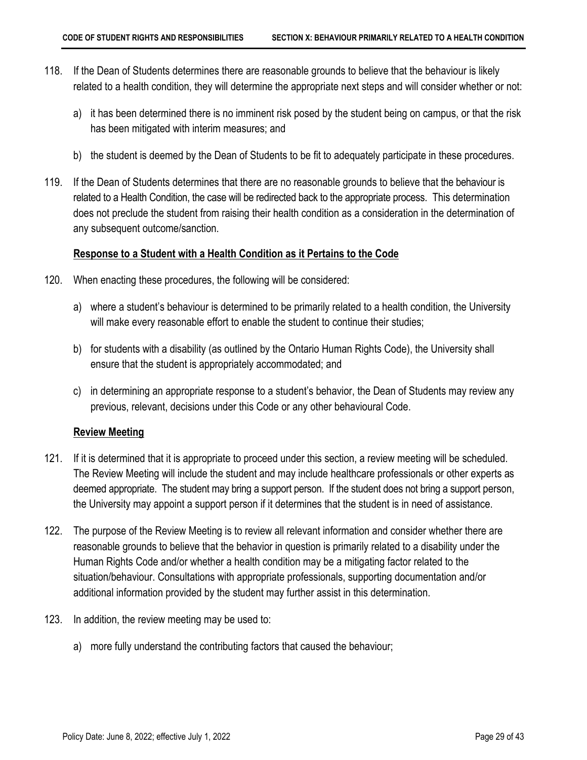118. If the Dean of Students determines there are reasonable grounds to believe that the behaviour is likely related to a health condition, they will determine the appropriate next steps and will consider whether or not:

    a) it has been determined there is no imminent risk posed by the student being on campus, or that the risk has been mitigated with interim measures; and

    b) the student is deemed by the Dean of Students to be fit to adequately participate in these procedures.

119. If the Dean of Students determines that there are no reasonable grounds to believe that the behaviour is related to a Health Condition, the case will be redirected back to the appropriate process. This determination does not preclude the student from raising their health condition as a consideration in the determination of any subsequent outcome/sanction.

**Response to a Student with a Health Condition as it Pertains to the Code**

120. When enacting these procedures, the following will be considered:

    a) where a student's behaviour is determined to be primarily related to a health condition, the University will make every reasonable effort to enable the student to continue their studies;

    b) for students with a disability (as outlined by the Ontario Human Rights Code), the University shall ensure that the student is appropriately accommodated; and

    c) in determining an appropriate response to a student's behavior, the Dean of Students may review any previous, relevant, decisions under this Code or any other behavioural Code.

**Review Meeting**

121. If it is determined that it is appropriate to proceed under this section, a review meeting will be scheduled. The Review Meeting will include the student and may include healthcare professionals or other experts as deemed appropriate. The student may bring a support person. If the student does not bring a support person, the University may appoint a support person if it determines that the student is in need of assistance.

122. The purpose of the Review Meeting is to review all relevant information and consider whether there are reasonable grounds to believe that the behavior in question is primarily related to a disability under the Human Rights Code and/or whether a health condition may be a mitigating factor related to the situation/behaviour. Consultations with appropriate professionals, supporting documentation and/or additional information provided by the student may further assist in this determination.

123. In addition, the review meeting may be used to:

    a) more fully understand the contributing factors that caused the behaviour;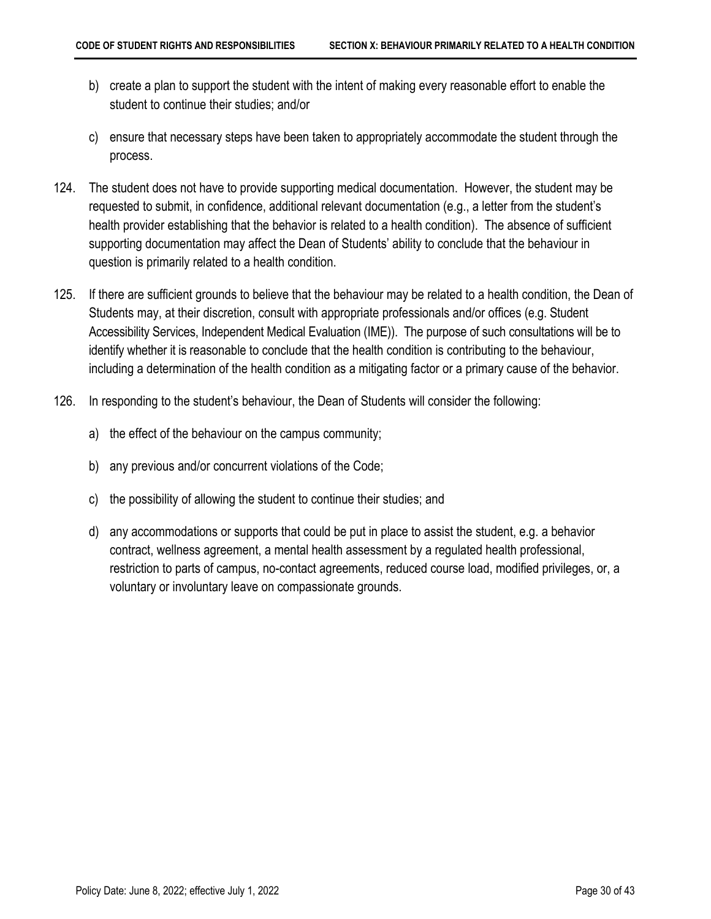b) create a plan to support the student with the intent of making every reasonable effort to enable the student to continue their studies; and/or

c) ensure that necessary steps have been taken to appropriately accommodate the student through the process.

124. The student does not have to provide supporting medical documentation. However, the student may be requested to submit, in confidence, additional relevant documentation (e.g., a letter from the student's health provider establishing that the behavior is related to a health condition). The absence of sufficient supporting documentation may affect the Dean of Students' ability to conclude that the behaviour in question is primarily related to a health condition.

125. If there are sufficient grounds to believe that the behaviour may be related to a health condition, the Dean of Students may, at their discretion, consult with appropriate professionals and/or offices (e.g. Student Accessibility Services, Independent Medical Evaluation (IME)). The purpose of such consultations will be to identify whether it is reasonable to conclude that the health condition is contributing to the behaviour, including a determination of the health condition as a mitigating factor or a primary cause of the behavior.

126. In responding to the student's behaviour, the Dean of Students will consider the following:

a) the effect of the behaviour on the campus community;

b) any previous and/or concurrent violations of the Code;

c) the possibility of allowing the student to continue their studies; and

d) any accommodations or supports that could be put in place to assist the student, e.g. a behavior contract, wellness agreement, a mental health assessment by a regulated health professional, restriction to parts of campus, no-contact agreements, reduced course load, modified privileges, or, a voluntary or involuntary leave on compassionate grounds.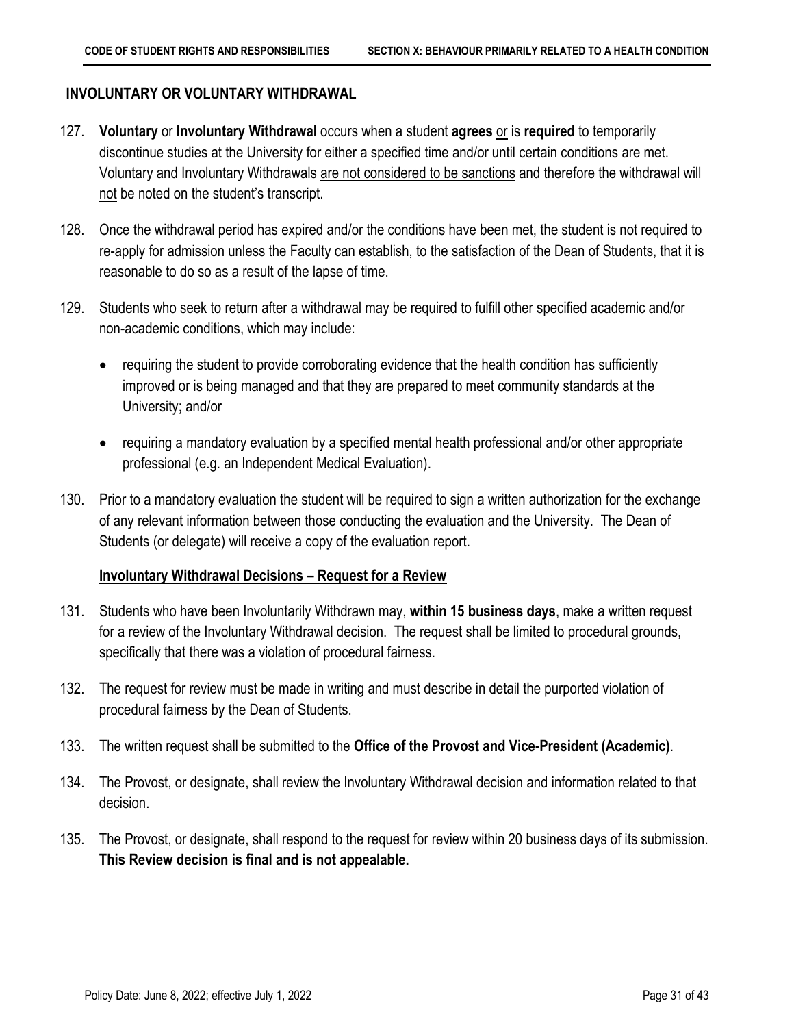## INVOLUNTARY OR VOLUNTARY WITHDRAWAL

127. **Voluntary** or **Involuntary Withdrawal** occurs when a student **agrees** or is **required** to temporarily discontinue studies at the University for either a specified time and/or until certain conditions are met. Voluntary and Involuntary Withdrawals are not considered to be sanctions and therefore the withdrawal will not be noted on the student's transcript.

128. Once the withdrawal period has expired and/or the conditions have been met, the student is not required to re-apply for admission unless the Faculty can establish, to the satisfaction of the Dean of Students, that it is reasonable to do so as a result of the lapse of time.

129. Students who seek to return after a withdrawal may be required to fulfill other specified academic and/or non-academic conditions, which may include:

    - requiring the student to provide corroborating evidence that the health condition has sufficiently improved or is being managed and that they are prepared to meet community standards at the University; and/or
    - requiring a mandatory evaluation by a specified mental health professional and/or other appropriate professional (e.g. an Independent Medical Evaluation).

130. Prior to a mandatory evaluation the student will be required to sign a written authorization for the exchange of any relevant information between those conducting the evaluation and the University. The Dean of Students (or delegate) will receive a copy of the evaluation report.

### Involuntary Withdrawal Decisions – Request for a Review

131. Students who have been Involuntarily Withdrawn may, **within 15 business days**, make a written request for a review of the Involuntary Withdrawal decision. The request shall be limited to procedural grounds, specifically that there was a violation of procedural fairness.

132. The request for review must be made in writing and must describe in detail the purported violation of procedural fairness by the Dean of Students.

133. The written request shall be submitted to the **Office of the Provost and Vice-President (Academic)**.

134. The Provost, or designate, shall review the Involuntary Withdrawal decision and information related to that decision.

135. The Provost, or designate, shall respond to the request for review within 20 business days of its submission. **This Review decision is final and is not appealable.**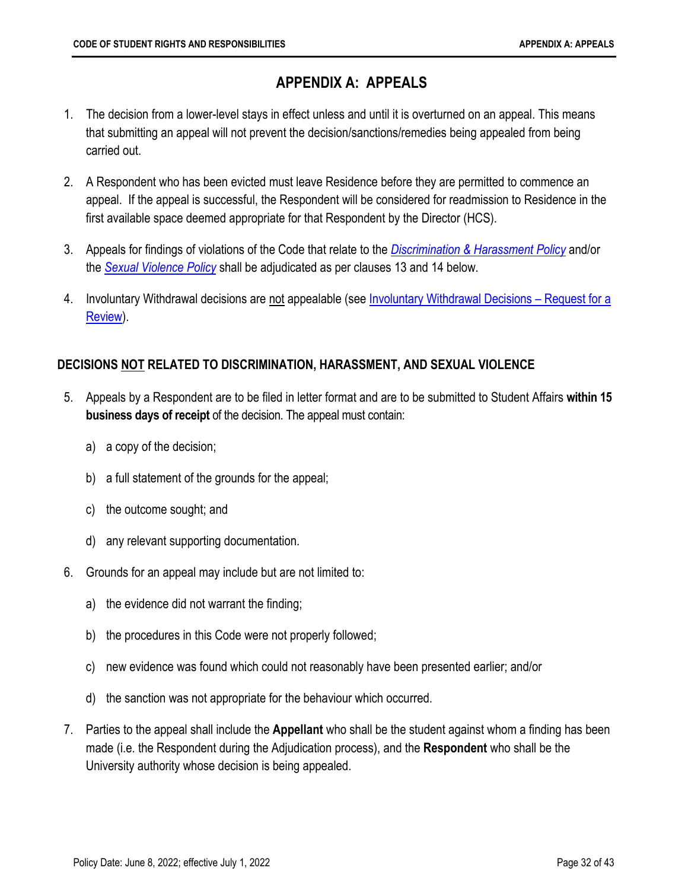# APPENDIX A: APPEALS

1. The decision from a lower-level stays in effect unless and until it is overturned on an appeal. This means that submitting an appeal will not prevent the decision/sanctions/remedies being appealed from being carried out.

2. A Respondent who has been evicted must leave Residence before they are permitted to commence an appeal. If the appeal is successful, the Respondent will be considered for readmission to Residence in the first available space deemed appropriate for that Respondent by the Director (HCS).

3. Appeals for findings of violations of the Code that relate to the *Discrimination & Harassment Policy* and/or the *Sexual Violence Policy* shall be adjudicated as per clauses 13 and 14 below.

4. Involuntary Withdrawal decisions are not appealable (see Involuntary Withdrawal Decisions – Request for a Review).

## DECISIONS NOT RELATED TO DISCRIMINATION, HARASSMENT, AND SEXUAL VIOLENCE

5. Appeals by a Respondent are to be filed in letter format and are to be submitted to Student Affairs **within 15 business days of receipt** of the decision. The appeal must contain:

   a) a copy of the decision;

   b) a full statement of the grounds for the appeal;

   c) the outcome sought; and

   d) any relevant supporting documentation.

6. Grounds for an appeal may include but are not limited to:

   a) the evidence did not warrant the finding;

   b) the procedures in this Code were not properly followed;

   c) new evidence was found which could not reasonably have been presented earlier; and/or

   d) the sanction was not appropriate for the behaviour which occurred.

7. Parties to the appeal shall include the **Appellant** who shall be the student against whom a finding has been made (i.e. the Respondent during the Adjudication process), and the **Respondent** who shall be the University authority whose decision is being appealed.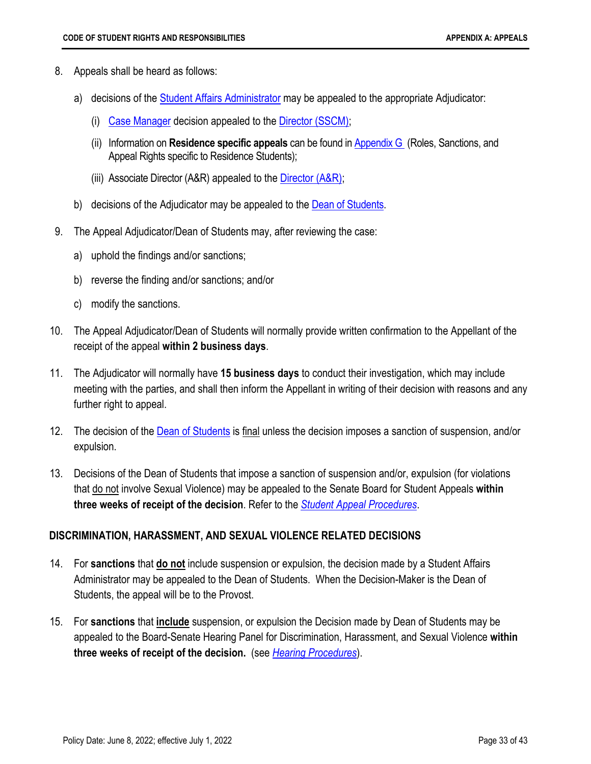8. Appeals shall be heard as follows:

    a) decisions of the Student Affairs Administrator may be appealed to the appropriate Adjudicator:

        (i) Case Manager decision appealed to the Director (SSCM);

        (ii) Information on **Residence specific appeals** can be found in Appendix G (Roles, Sanctions, and Appeal Rights specific to Residence Students);

        (iii) Associate Director (A&R) appealed to the Director (A&R);

    b) decisions of the Adjudicator may be appealed to the Dean of Students.

9. The Appeal Adjudicator/Dean of Students may, after reviewing the case:

    a) uphold the findings and/or sanctions;

    b) reverse the finding and/or sanctions; and/or

    c) modify the sanctions.

10. The Appeal Adjudicator/Dean of Students will normally provide written confirmation to the Appellant of the receipt of the appeal **within 2 business days**.

11. The Adjudicator will normally have **15 business days** to conduct their investigation, which may include meeting with the parties, and shall then inform the Appellant in writing of their decision with reasons and any further right to appeal.

12. The decision of the Dean of Students is final unless the decision imposes a sanction of suspension, and/or expulsion.

13. Decisions of the Dean of Students that impose a sanction of suspension and/or, expulsion (for violations that do not involve Sexual Violence) may be appealed to the Senate Board for Student Appeals **within three weeks of receipt of the decision**. Refer to the *Student Appeal Procedures*.

## DISCRIMINATION, HARASSMENT, AND SEXUAL VIOLENCE RELATED DECISIONS

14. For **sanctions** that **do not** include suspension or expulsion, the decision made by a Student Affairs Administrator may be appealed to the Dean of Students. When the Decision-Maker is the Dean of Students, the appeal will be to the Provost.

15. For **sanctions** that **include** suspension, or expulsion the Decision made by Dean of Students may be appealed to the Board-Senate Hearing Panel for Discrimination, Harassment, and Sexual Violence **within three weeks of receipt of the decision.** (see *Hearing Procedures*).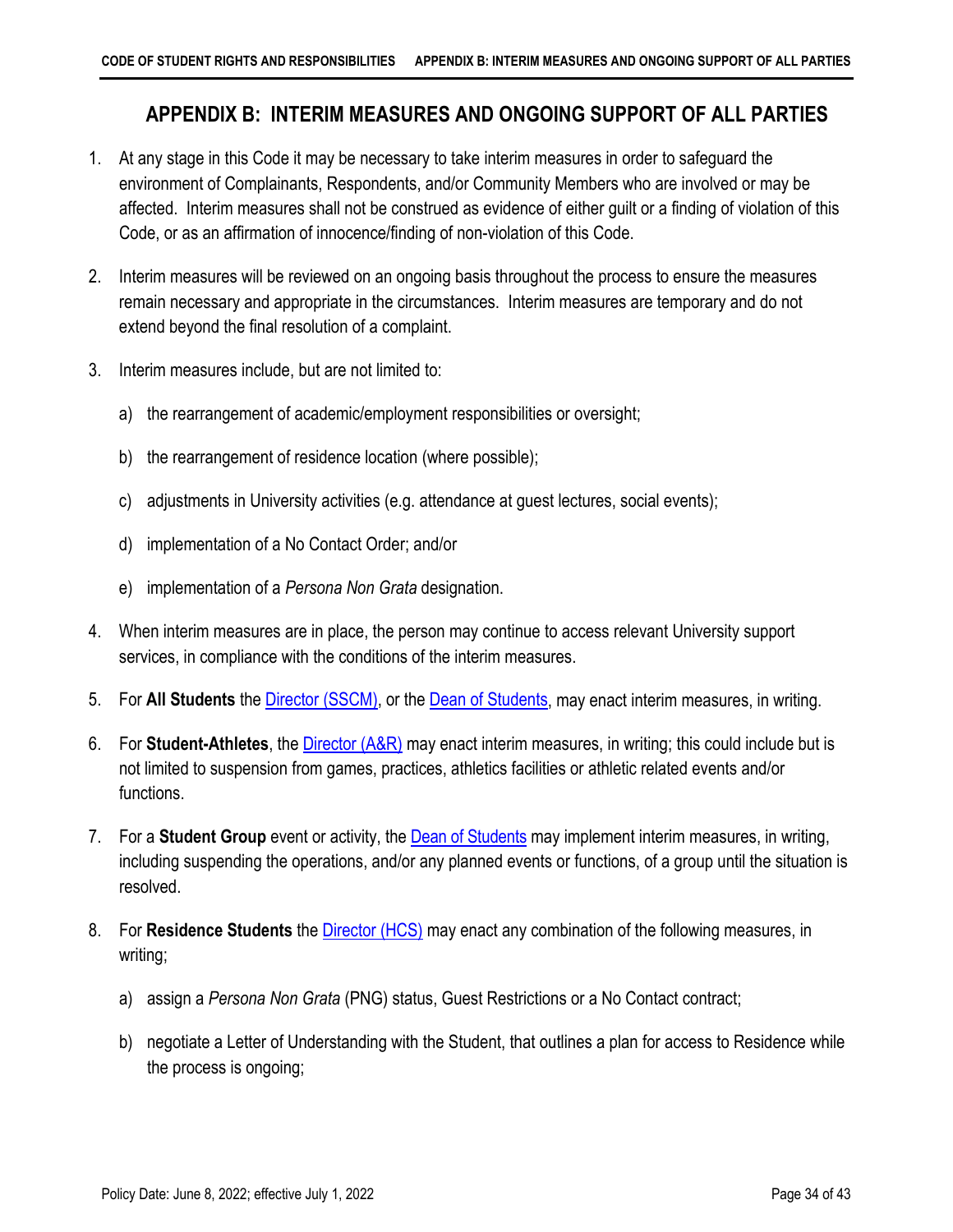# APPENDIX B: INTERIM MEASURES AND ONGOING SUPPORT OF ALL PARTIES

1. At any stage in this Code it may be necessary to take interim measures in order to safeguard the environment of Complainants, Respondents, and/or Community Members who are involved or may be affected. Interim measures shall not be construed as evidence of either guilt or a finding of violation of this Code, or as an affirmation of innocence/finding of non-violation of this Code.

2. Interim measures will be reviewed on an ongoing basis throughout the process to ensure the measures remain necessary and appropriate in the circumstances. Interim measures are temporary and do not extend beyond the final resolution of a complaint.

3. Interim measures include, but are not limited to:

   a) the rearrangement of academic/employment responsibilities or oversight;

   b) the rearrangement of residence location (where possible);

   c) adjustments in University activities (e.g. attendance at guest lectures, social events);

   d) implementation of a No Contact Order; and/or

   e) implementation of a *Persona Non Grata* designation.

4. When interim measures are in place, the person may continue to access relevant University support services, in compliance with the conditions of the interim measures.

5. For **All Students** the Director (SSCM), or the Dean of Students, may enact interim measures, in writing.

6. For **Student-Athletes**, the Director (A&R) may enact interim measures, in writing; this could include but is not limited to suspension from games, practices, athletics facilities or athletic related events and/or functions.

7. For a **Student Group** event or activity, the Dean of Students may implement interim measures, in writing, including suspending the operations, and/or any planned events or functions, of a group until the situation is resolved.

8. For **Residence Students** the Director (HCS) may enact any combination of the following measures, in writing;

   a) assign a *Persona Non Grata* (PNG) status, Guest Restrictions or a No Contact contract;

   b) negotiate a Letter of Understanding with the Student, that outlines a plan for access to Residence while the process is ongoing;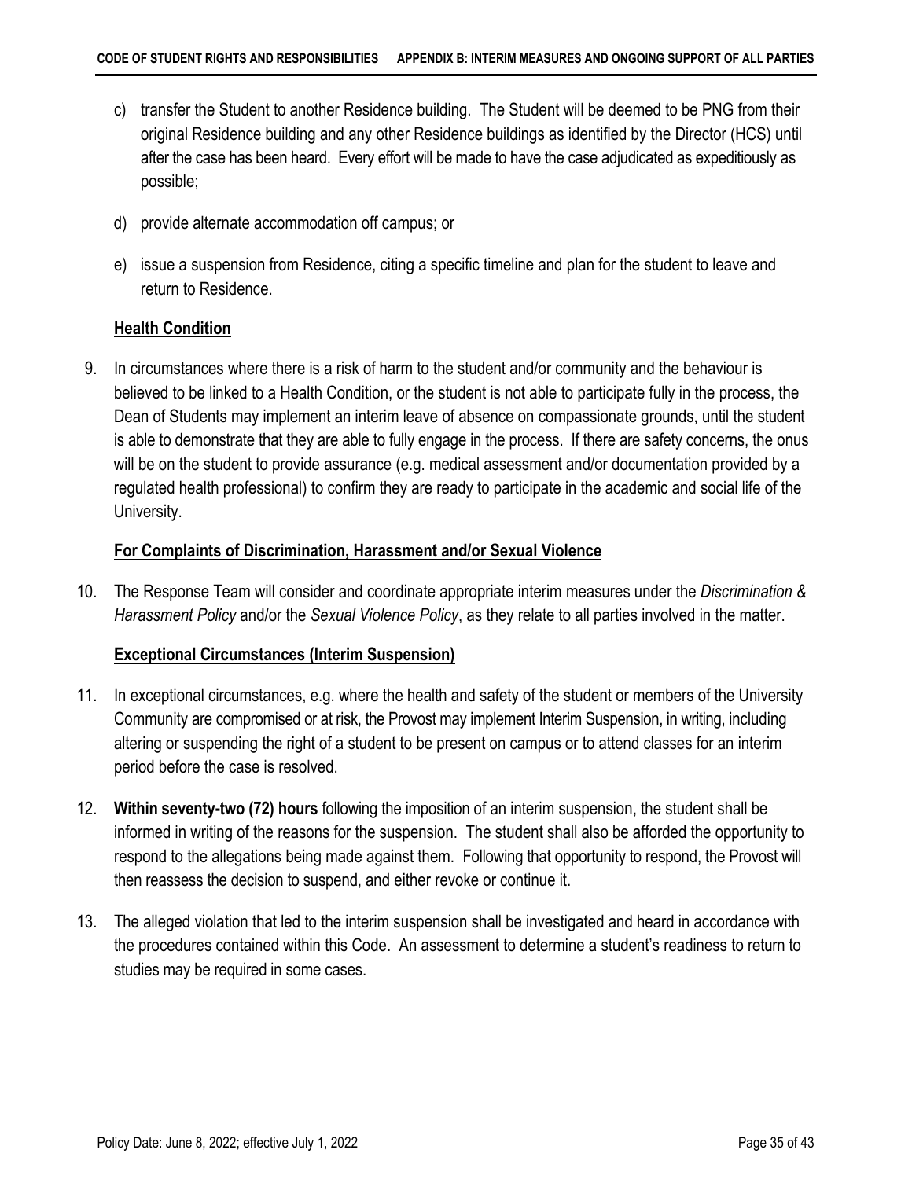c) transfer the Student to another Residence building. The Student will be deemed to be PNG from their original Residence building and any other Residence buildings as identified by the Director (HCS) until after the case has been heard. Every effort will be made to have the case adjudicated as expeditiously as possible;

d) provide alternate accommodation off campus; or

e) issue a suspension from Residence, citing a specific timeline and plan for the student to leave and return to Residence.

**Health Condition**

9. In circumstances where there is a risk of harm to the student and/or community and the behaviour is believed to be linked to a Health Condition, or the student is not able to participate fully in the process, the Dean of Students may implement an interim leave of absence on compassionate grounds, until the student is able to demonstrate that they are able to fully engage in the process. If there are safety concerns, the onus will be on the student to provide assurance (e.g. medical assessment and/or documentation provided by a regulated health professional) to confirm they are ready to participate in the academic and social life of the University.

**For Complaints of Discrimination, Harassment and/or Sexual Violence**

10. The Response Team will consider and coordinate appropriate interim measures under the *Discrimination & Harassment Policy* and/or the *Sexual Violence Policy*, as they relate to all parties involved in the matter.

**Exceptional Circumstances (Interim Suspension)**

11. In exceptional circumstances, e.g. where the health and safety of the student or members of the University Community are compromised or at risk, the Provost may implement Interim Suspension, in writing, including altering or suspending the right of a student to be present on campus or to attend classes for an interim period before the case is resolved.

12. **Within seventy-two (72) hours** following the imposition of an interim suspension, the student shall be informed in writing of the reasons for the suspension. The student shall also be afforded the opportunity to respond to the allegations being made against them. Following that opportunity to respond, the Provost will then reassess the decision to suspend, and either revoke or continue it.

13. The alleged violation that led to the interim suspension shall be investigated and heard in accordance with the procedures contained within this Code. An assessment to determine a student's readiness to return to studies may be required in some cases.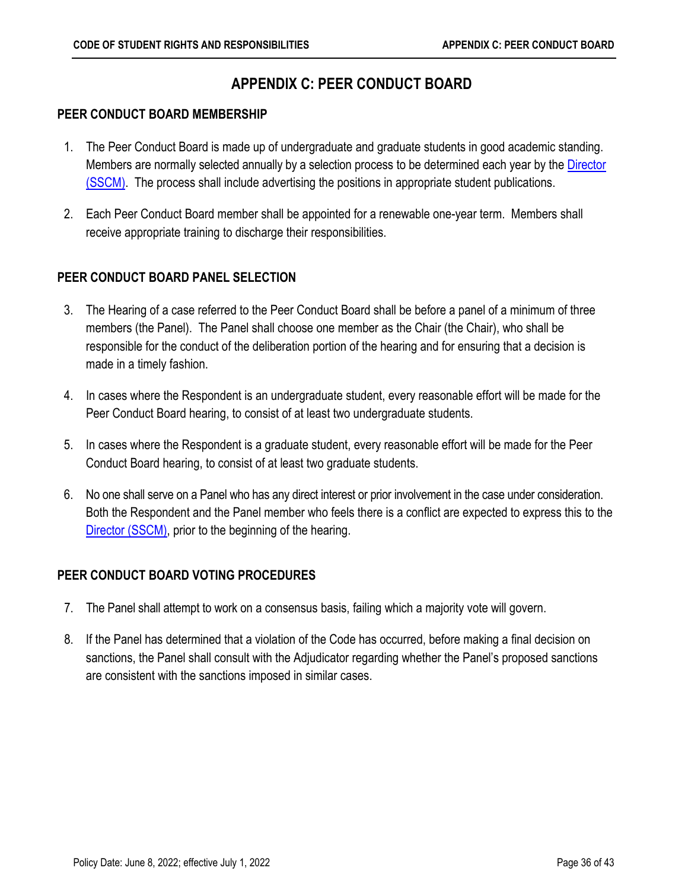# APPENDIX C: PEER CONDUCT BOARD

## PEER CONDUCT BOARD MEMBERSHIP

1. The Peer Conduct Board is made up of undergraduate and graduate students in good academic standing. Members are normally selected annually by a selection process to be determined each year by the Director (SSCM). The process shall include advertising the positions in appropriate student publications.

2. Each Peer Conduct Board member shall be appointed for a renewable one-year term. Members shall receive appropriate training to discharge their responsibilities.

## PEER CONDUCT BOARD PANEL SELECTION

3. The Hearing of a case referred to the Peer Conduct Board shall be before a panel of a minimum of three members (the Panel). The Panel shall choose one member as the Chair (the Chair), who shall be responsible for the conduct of the deliberation portion of the hearing and for ensuring that a decision is made in a timely fashion.

4. In cases where the Respondent is an undergraduate student, every reasonable effort will be made for the Peer Conduct Board hearing, to consist of at least two undergraduate students.

5. In cases where the Respondent is a graduate student, every reasonable effort will be made for the Peer Conduct Board hearing, to consist of at least two graduate students.

6. No one shall serve on a Panel who has any direct interest or prior involvement in the case under consideration. Both the Respondent and the Panel member who feels there is a conflict are expected to express this to the Director (SSCM), prior to the beginning of the hearing.

## PEER CONDUCT BOARD VOTING PROCEDURES

7. The Panel shall attempt to work on a consensus basis, failing which a majority vote will govern.

8. If the Panel has determined that a violation of the Code has occurred, before making a final decision on sanctions, the Panel shall consult with the Adjudicator regarding whether the Panel's proposed sanctions are consistent with the sanctions imposed in similar cases.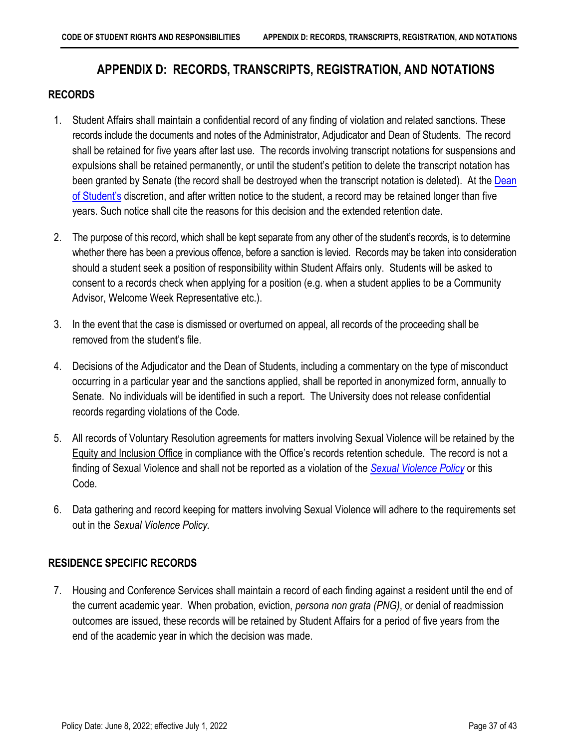# APPENDIX D: RECORDS, TRANSCRIPTS, REGISTRATION, AND NOTATIONS

## RECORDS

1. Student Affairs shall maintain a confidential record of any finding of violation and related sanctions. These records include the documents and notes of the Administrator, Adjudicator and Dean of Students. The record shall be retained for five years after last use. The records involving transcript notations for suspensions and expulsions shall be retained permanently, or until the student's petition to delete the transcript notation has been granted by Senate (the record shall be destroyed when the transcript notation is deleted). At the Dean of Student's discretion, and after written notice to the student, a record may be retained longer than five years. Such notice shall cite the reasons for this decision and the extended retention date.

2. The purpose of this record, which shall be kept separate from any other of the student's records, is to determine whether there has been a previous offence, before a sanction is levied. Records may be taken into consideration should a student seek a position of responsibility within Student Affairs only. Students will be asked to consent to a records check when applying for a position (e.g. when a student applies to be a Community Advisor, Welcome Week Representative etc.).

3. In the event that the case is dismissed or overturned on appeal, all records of the proceeding shall be removed from the student's file.

4. Decisions of the Adjudicator and the Dean of Students, including a commentary on the type of misconduct occurring in a particular year and the sanctions applied, shall be reported in anonymized form, annually to Senate. No individuals will be identified in such a report. The University does not release confidential records regarding violations of the Code.

5. All records of Voluntary Resolution agreements for matters involving Sexual Violence will be retained by the Equity and Inclusion Office in compliance with the Office's records retention schedule. The record is not a finding of Sexual Violence and shall not be reported as a violation of the *Sexual Violence Policy* or this Code.

6. Data gathering and record keeping for matters involving Sexual Violence will adhere to the requirements set out in the *Sexual Violence Policy.*

## RESIDENCE SPECIFIC RECORDS

7. Housing and Conference Services shall maintain a record of each finding against a resident until the end of the current academic year. When probation, eviction, *persona non grata (PNG)*, or denial of readmission outcomes are issued, these records will be retained by Student Affairs for a period of five years from the end of the academic year in which the decision was made.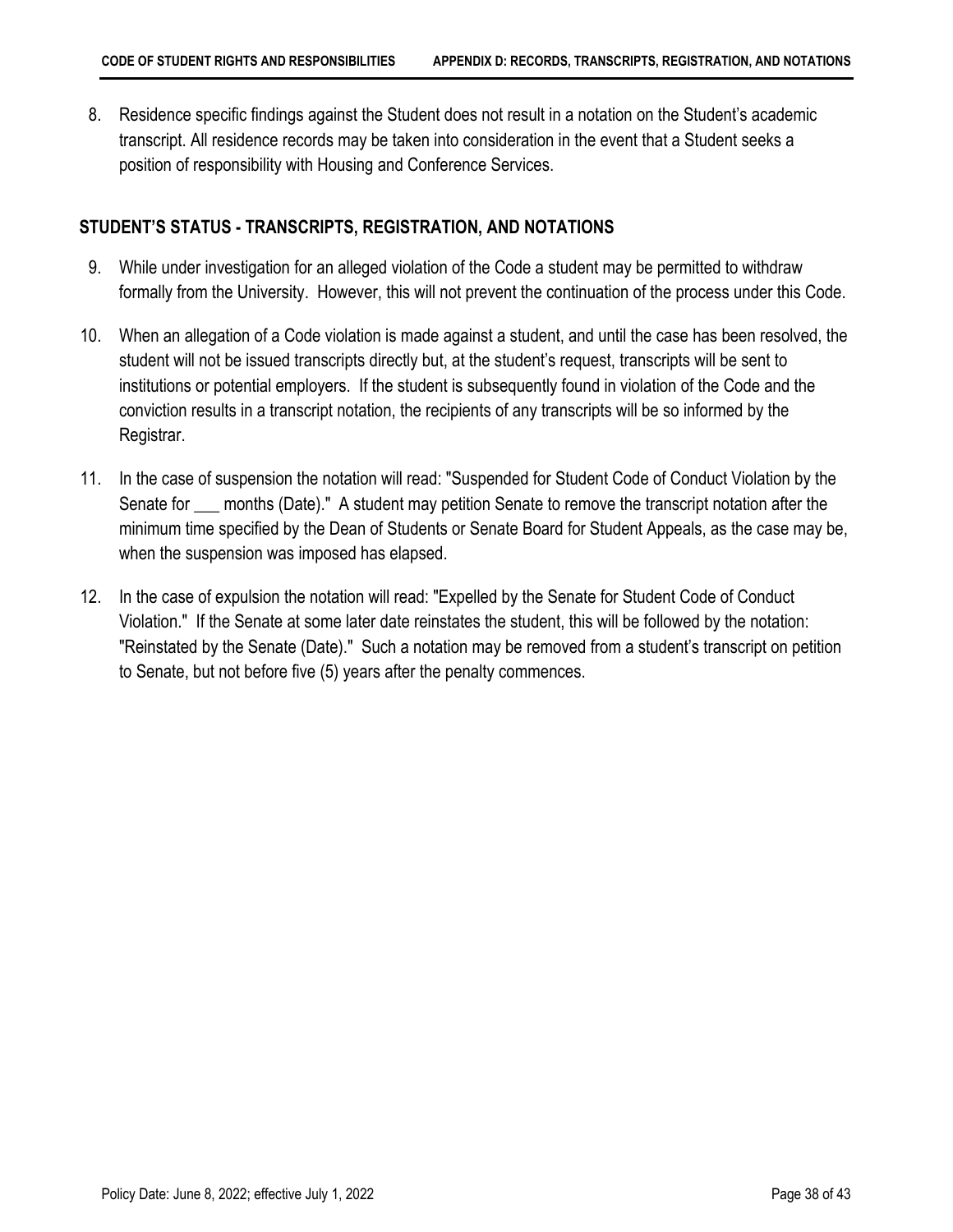8. Residence specific findings against the Student does not result in a notation on the Student's academic transcript. All residence records may be taken into consideration in the event that a Student seeks a position of responsibility with Housing and Conference Services.

## STUDENT'S STATUS - TRANSCRIPTS, REGISTRATION, AND NOTATIONS

9. While under investigation for an alleged violation of the Code a student may be permitted to withdraw formally from the University. However, this will not prevent the continuation of the process under this Code.

10. When an allegation of a Code violation is made against a student, and until the case has been resolved, the student will not be issued transcripts directly but, at the student's request, transcripts will be sent to institutions or potential employers. If the student is subsequently found in violation of the Code and the conviction results in a transcript notation, the recipients of any transcripts will be so informed by the Registrar.

11. In the case of suspension the notation will read: "Suspended for Student Code of Conduct Violation by the Senate for ___ months (Date)." A student may petition Senate to remove the transcript notation after the minimum time specified by the Dean of Students or Senate Board for Student Appeals, as the case may be, when the suspension was imposed has elapsed.

12. In the case of expulsion the notation will read: "Expelled by the Senate for Student Code of Conduct Violation." If the Senate at some later date reinstates the student, this will be followed by the notation: "Reinstated by the Senate (Date)." Such a notation may be removed from a student's transcript on petition to Senate, but not before five (5) years after the penalty commences.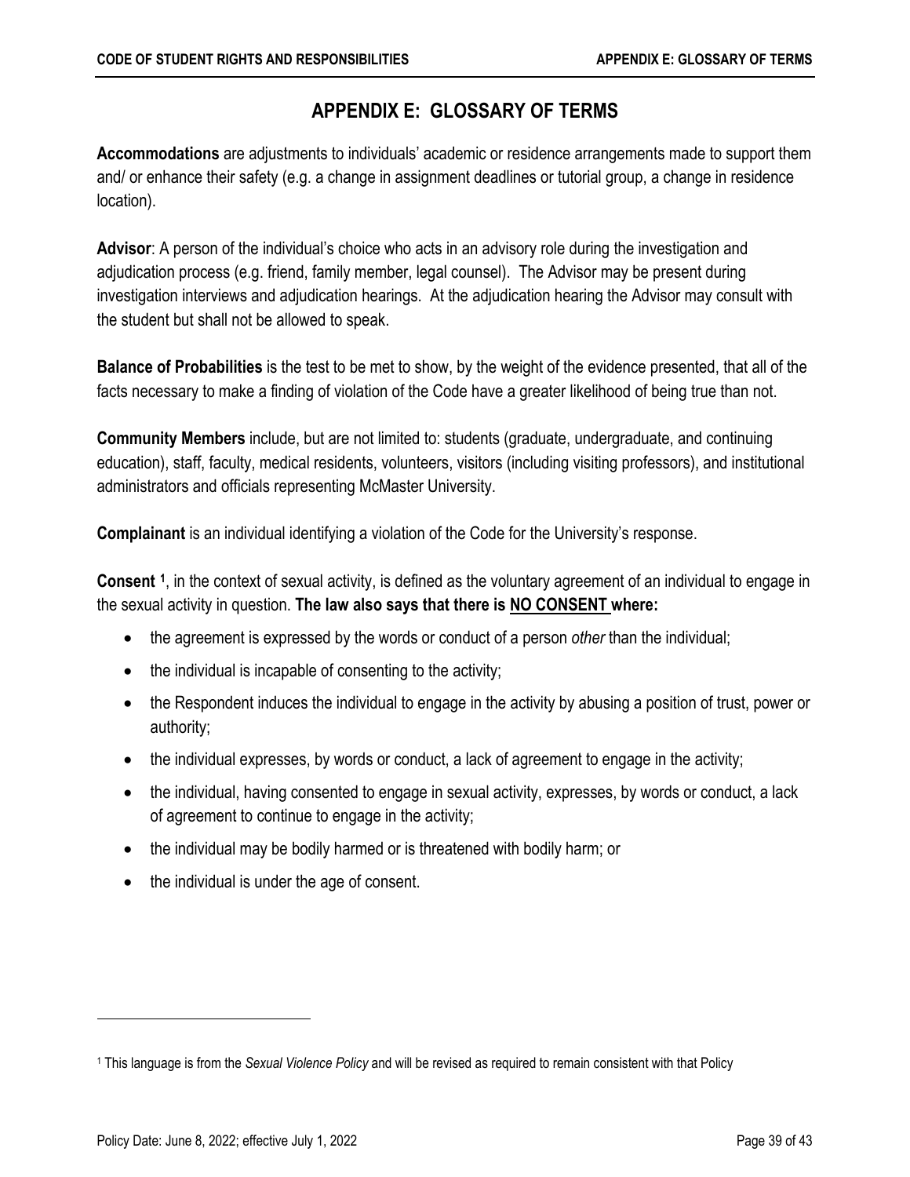# APPENDIX E: GLOSSARY OF TERMS

**Accommodations** are adjustments to individuals' academic or residence arrangements made to support them and/ or enhance their safety (e.g. a change in assignment deadlines or tutorial group, a change in residence location).

**Advisor**: A person of the individual's choice who acts in an advisory role during the investigation and adjudication process (e.g. friend, family member, legal counsel). The Advisor may be present during investigation interviews and adjudication hearings. At the adjudication hearing the Advisor may consult with the student but shall not be allowed to speak.

**Balance of Probabilities** is the test to be met to show, by the weight of the evidence presented, that all of the facts necessary to make a finding of violation of the Code have a greater likelihood of being true than not.

**Community Members** include, but are not limited to: students (graduate, undergraduate, and continuing education), staff, faculty, medical residents, volunteers, visitors (including visiting professors), and institutional administrators and officials representing McMaster University.

**Complainant** is an individual identifying a violation of the Code for the University's response.

**Consent** [1], in the context of sexual activity, is defined as the voluntary agreement of an individual to engage in the sexual activity in question. **The law also says that there is <u>NO CONSENT</u> where:**

- the agreement is expressed by the words or conduct of a person *other* than the individual;
- the individual is incapable of consenting to the activity;
- the Respondent induces the individual to engage in the activity by abusing a position of trust, power or authority;
- the individual expresses, by words or conduct, a lack of agreement to engage in the activity;
- the individual, having consented to engage in sexual activity, expresses, by words or conduct, a lack of agreement to continue to engage in the activity;
- the individual may be bodily harmed or is threatened with bodily harm; or
- the individual is under the age of consent.

---

[1] This language is from the *Sexual Violence Policy* and will be revised as required to remain consistent with that Policy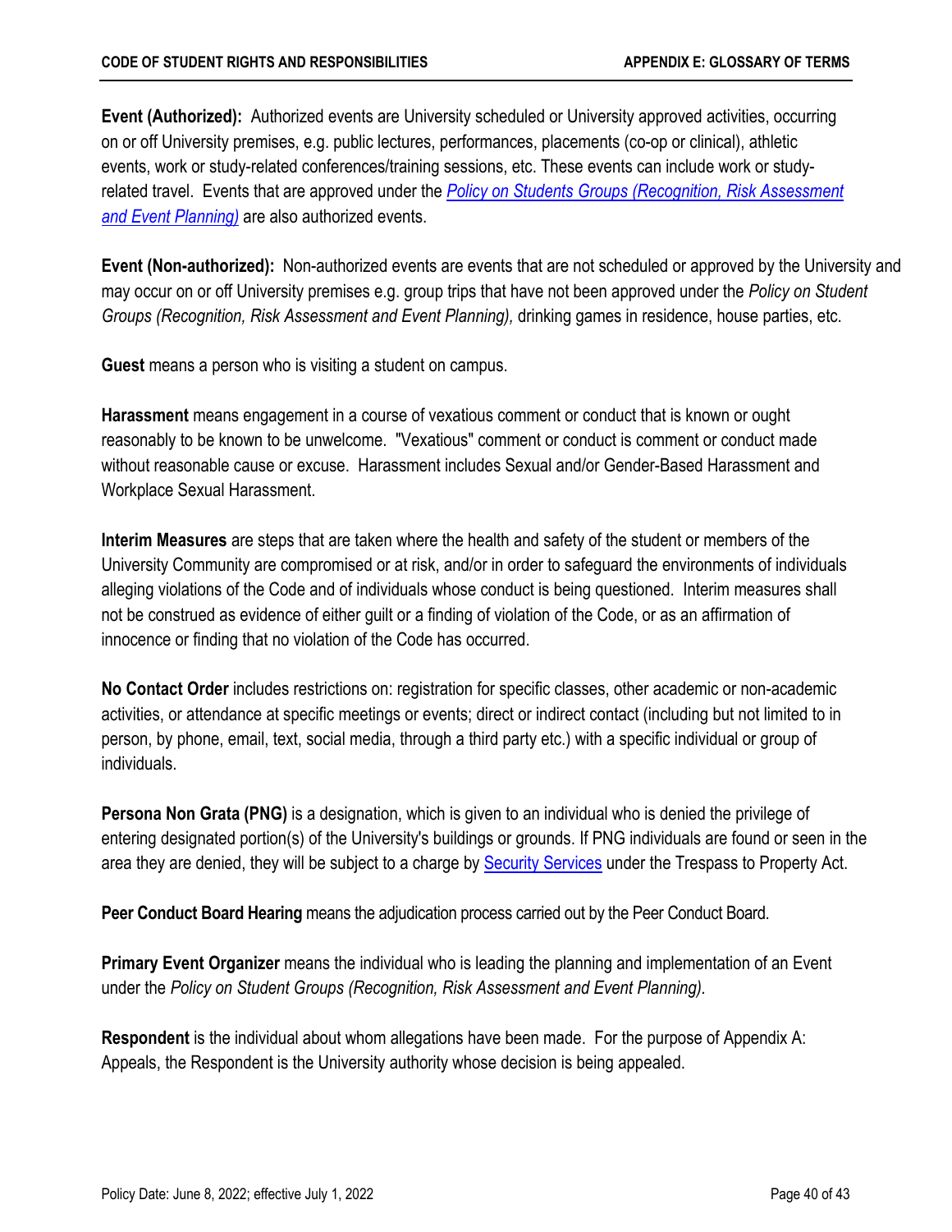**Event (Authorized):** Authorized events are University scheduled or University approved activities, occurring on or off University premises, e.g. public lectures, performances, placements (co-op or clinical), athletic events, work or study-related conferences/training sessions, etc. These events can include work or study-related travel. Events that are approved under the *Policy on Students Groups (Recognition, Risk Assessment and Event Planning)* are also authorized events.

**Event (Non-authorized):** Non-authorized events are events that are not scheduled or approved by the University and may occur on or off University premises e.g. group trips that have not been approved under the *Policy on Student Groups (Recognition, Risk Assessment and Event Planning),* drinking games in residence, house parties, etc.

**Guest** means a person who is visiting a student on campus.

**Harassment** means engagement in a course of vexatious comment or conduct that is known or ought reasonably to be known to be unwelcome. "Vexatious" comment or conduct is comment or conduct made without reasonable cause or excuse. Harassment includes Sexual and/or Gender-Based Harassment and Workplace Sexual Harassment.

**Interim Measures** are steps that are taken where the health and safety of the student or members of the University Community are compromised or at risk, and/or in order to safeguard the environments of individuals alleging violations of the Code and of individuals whose conduct is being questioned. Interim measures shall not be construed as evidence of either guilt or a finding of violation of the Code, or as an affirmation of innocence or finding that no violation of the Code has occurred.

**No Contact Order** includes restrictions on: registration for specific classes, other academic or non-academic activities, or attendance at specific meetings or events; direct or indirect contact (including but not limited to in person, by phone, email, text, social media, through a third party etc.) with a specific individual or group of individuals.

**Persona Non Grata (PNG)** is a designation, which is given to an individual who is denied the privilege of entering designated portion(s) of the University's buildings or grounds. If PNG individuals are found or seen in the area they are denied, they will be subject to a charge by Security Services under the Trespass to Property Act.

**Peer Conduct Board Hearing** means the adjudication process carried out by the Peer Conduct Board.

**Primary Event Organizer** means the individual who is leading the planning and implementation of an Event under the *Policy on Student Groups (Recognition, Risk Assessment and Event Planning).*

**Respondent** is the individual about whom allegations have been made. For the purpose of Appendix A: Appeals, the Respondent is the University authority whose decision is being appealed.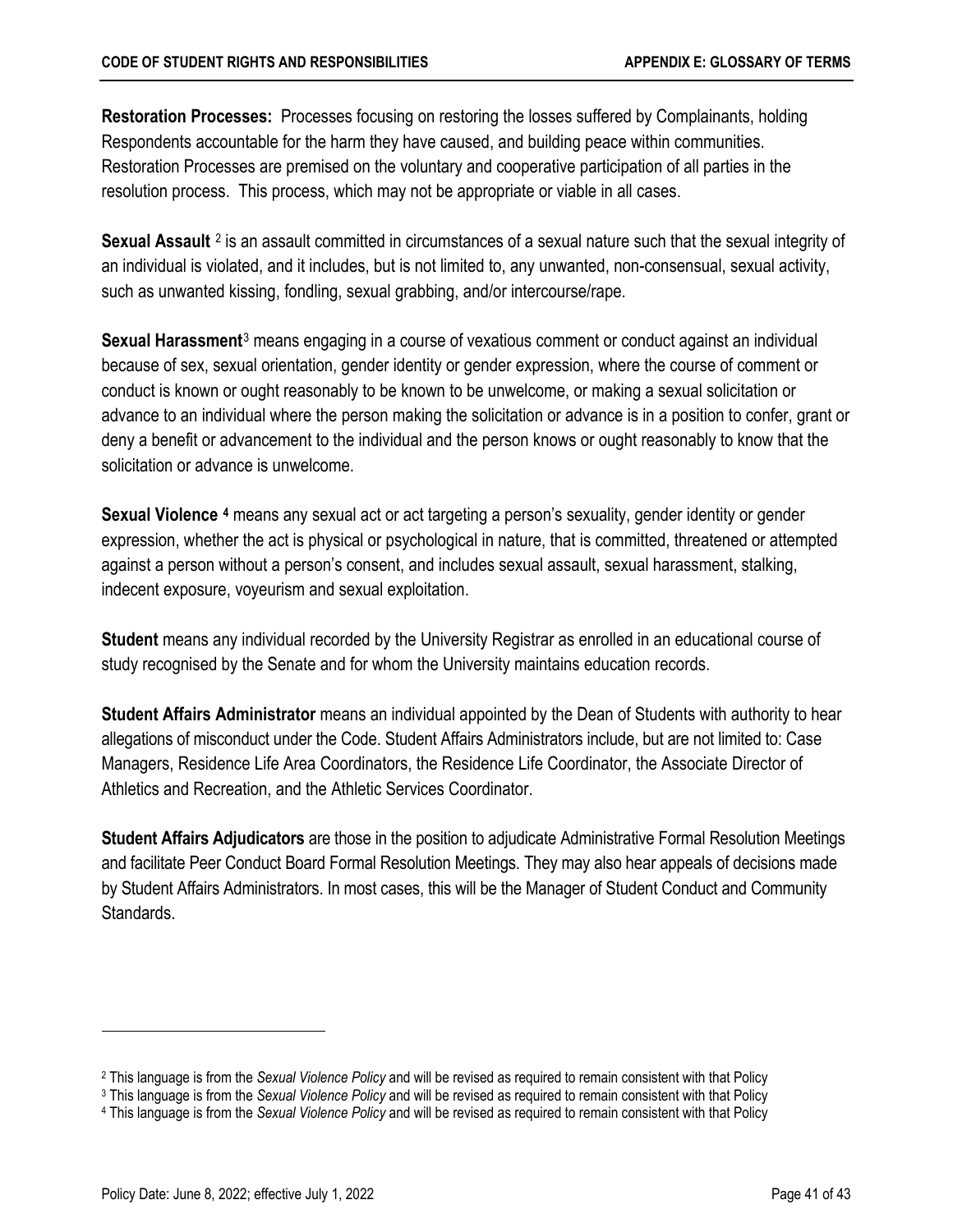**Restoration Processes:** Processes focusing on restoring the losses suffered by Complainants, holding Respondents accountable for the harm they have caused, and building peace within communities. Restoration Processes are premised on the voluntary and cooperative participation of all parties in the resolution process. This process, which may not be appropriate or viable in all cases.

**Sexual Assault** [2] is an assault committed in circumstances of a sexual nature such that the sexual integrity of an individual is violated, and it includes, but is not limited to, any unwanted, non-consensual, sexual activity, such as unwanted kissing, fondling, sexual grabbing, and/or intercourse/rape.

**Sexual Harassment**[3] means engaging in a course of vexatious comment or conduct against an individual because of sex, sexual orientation, gender identity or gender expression, where the course of comment or conduct is known or ought reasonably to be known to be unwelcome, or making a sexual solicitation or advance to an individual where the person making the solicitation or advance is in a position to confer, grant or deny a benefit or advancement to the individual and the person knows or ought reasonably to know that the solicitation or advance is unwelcome.

**Sexual Violence** [4] means any sexual act or act targeting a person's sexuality, gender identity or gender expression, whether the act is physical or psychological in nature, that is committed, threatened or attempted against a person without a person's consent, and includes sexual assault, sexual harassment, stalking, indecent exposure, voyeurism and sexual exploitation.

**Student** means any individual recorded by the University Registrar as enrolled in an educational course of study recognised by the Senate and for whom the University maintains education records.

**Student Affairs Administrator** means an individual appointed by the Dean of Students with authority to hear allegations of misconduct under the Code. Student Affairs Administrators include, but are not limited to: Case Managers, Residence Life Area Coordinators, the Residence Life Coordinator, the Associate Director of Athletics and Recreation, and the Athletic Services Coordinator.

**Student Affairs Adjudicators** are those in the position to adjudicate Administrative Formal Resolution Meetings and facilitate Peer Conduct Board Formal Resolution Meetings. They may also hear appeals of decisions made by Student Affairs Administrators. In most cases, this will be the Manager of Student Conduct and Community Standards.

---

[2] This language is from the *Sexual Violence Policy* and will be revised as required to remain consistent with that Policy

[3] This language is from the *Sexual Violence Policy* and will be revised as required to remain consistent with that Policy

[4] This language is from the *Sexual Violence Policy* and will be revised as required to remain consistent with that Policy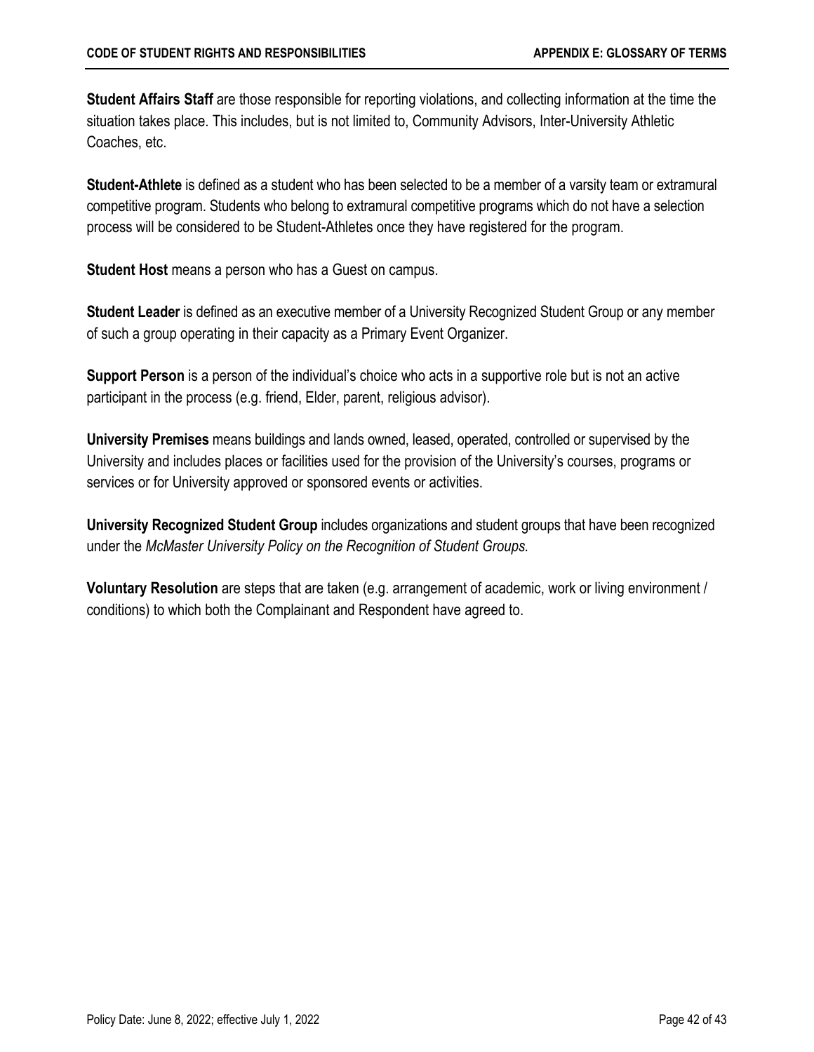**Student Affairs Staff** are those responsible for reporting violations, and collecting information at the time the situation takes place. This includes, but is not limited to, Community Advisors, Inter-University Athletic Coaches, etc.

**Student-Athlete** is defined as a student who has been selected to be a member of a varsity team or extramural competitive program. Students who belong to extramural competitive programs which do not have a selection process will be considered to be Student-Athletes once they have registered for the program.

**Student Host** means a person who has a Guest on campus.

**Student Leader** is defined as an executive member of a University Recognized Student Group or any member of such a group operating in their capacity as a Primary Event Organizer.

**Support Person** is a person of the individual's choice who acts in a supportive role but is not an active participant in the process (e.g. friend, Elder, parent, religious advisor).

**University Premises** means buildings and lands owned, leased, operated, controlled or supervised by the University and includes places or facilities used for the provision of the University's courses, programs or services or for University approved or sponsored events or activities.

**University Recognized Student Group** includes organizations and student groups that have been recognized under the *McMaster University Policy on the Recognition of Student Groups.*

**Voluntary Resolution** are steps that are taken (e.g. arrangement of academic, work or living environment / conditions) to which both the Complainant and Respondent have agreed to.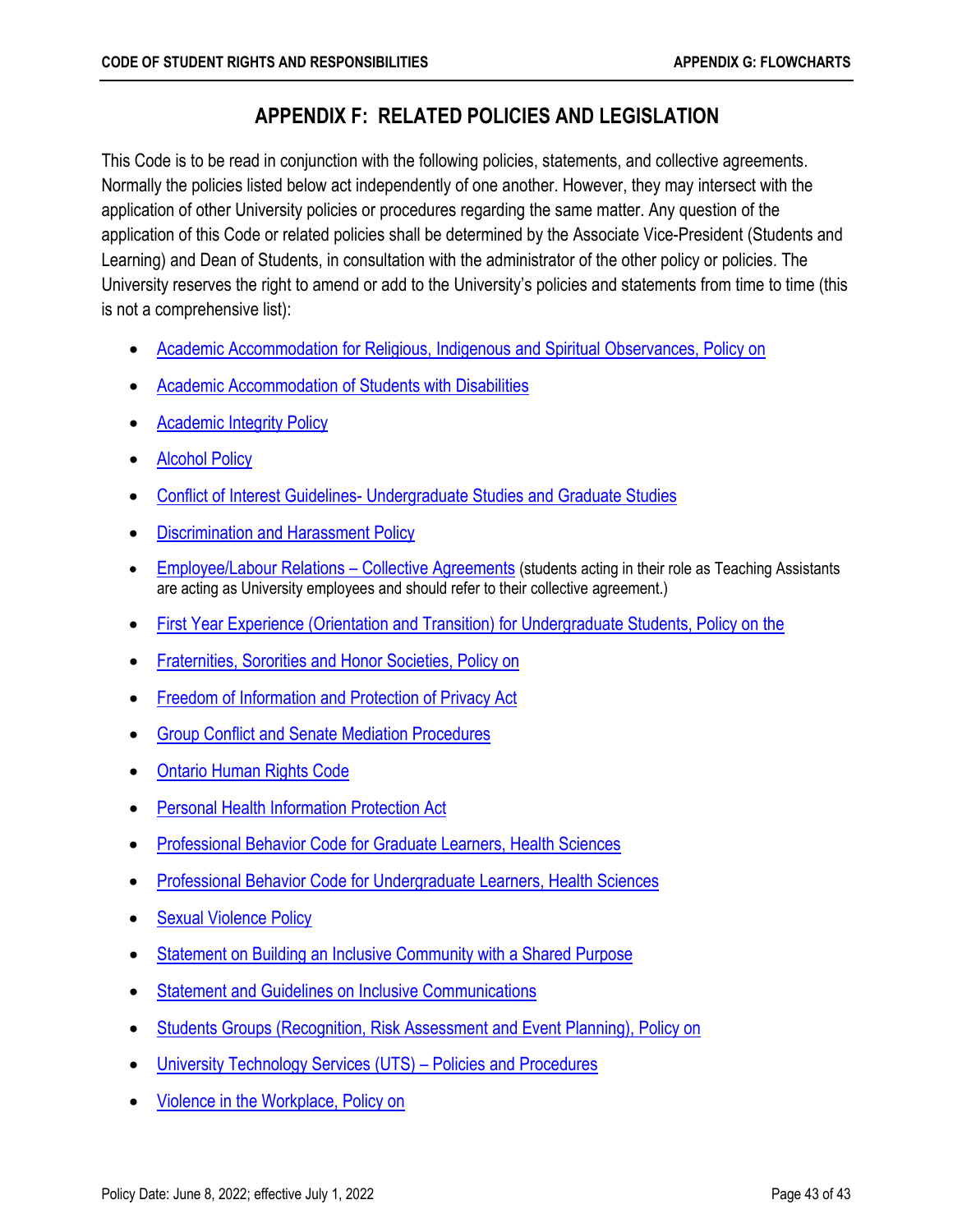# APPENDIX F: RELATED POLICIES AND LEGISLATION

This Code is to be read in conjunction with the following policies, statements, and collective agreements. Normally the policies listed below act independently of one another. However, they may intersect with the application of other University policies or procedures regarding the same matter. Any question of the application of this Code or related policies shall be determined by the Associate Vice-President (Students and Learning) and Dean of Students, in consultation with the administrator of the other policy or policies. The University reserves the right to amend or add to the University's policies and statements from time to time (this is not a comprehensive list):

- Academic Accommodation for Religious, Indigenous and Spiritual Observances, Policy on
- Academic Accommodation of Students with Disabilities
- Academic Integrity Policy
- Alcohol Policy
- Conflict of Interest Guidelines- Undergraduate Studies and Graduate Studies
- Discrimination and Harassment Policy
- Employee/Labour Relations – Collective Agreements (students acting in their role as Teaching Assistants are acting as University employees and should refer to their collective agreement.)
- First Year Experience (Orientation and Transition) for Undergraduate Students, Policy on the
- Fraternities, Sororities and Honor Societies, Policy on
- Freedom of Information and Protection of Privacy Act
- Group Conflict and Senate Mediation Procedures
- Ontario Human Rights Code
- Personal Health Information Protection Act
- Professional Behavior Code for Graduate Learners, Health Sciences
- Professional Behavior Code for Undergraduate Learners, Health Sciences
- Sexual Violence Policy
- Statement on Building an Inclusive Community with a Shared Purpose
- Statement and Guidelines on Inclusive Communications
- Students Groups (Recognition, Risk Assessment and Event Planning), Policy on
- University Technology Services (UTS) – Policies and Procedures
- Violence in the Workplace, Policy on